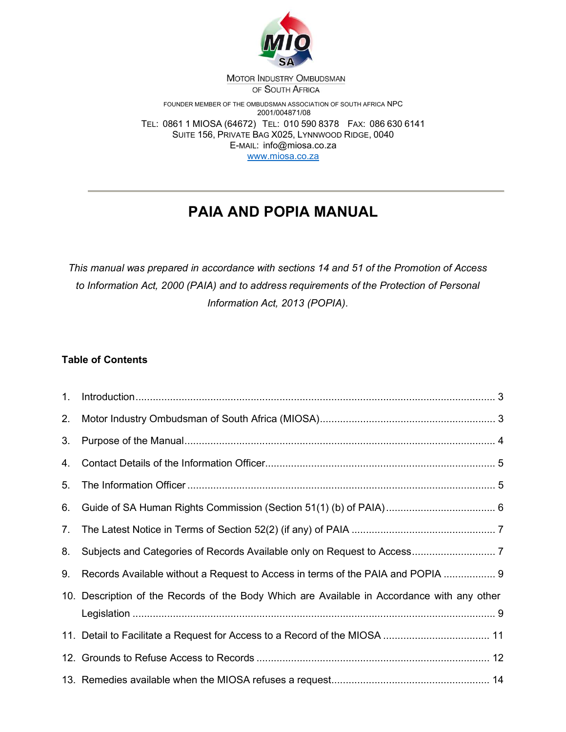Motor Industry Ombudsman of South Africa

Founder member of the Ombudsman Association of South Africa NPC
2001/004871/08

Tel: 0861 1 MIOSA (64672) Tel: 010 590 8378 Fax: 086 630 6141
Suite 156, Private Bag X025, Lynnwood Ridge, 0040
E-mail: info@miosa.co.za
www.miosa.co.za

# PAIA AND POPIA MANUAL

*This manual was prepared in accordance with sections 14 and 51 of the Promotion of Access to Information Act, 2000 (PAIA) and to address requirements of the Protection of Personal Information Act, 2013 (POPIA).*

**Table of Contents**

1. Introduction ........ 3
2. Motor Industry Ombudsman of South Africa (MIOSA) ........ 3
3. Purpose of the Manual ........ 4
4. Contact Details of the Information Officer ........ 5
5. The Information Officer ........ 5
6. Guide of SA Human Rights Commission (Section 51(1) (b) of PAIA) ........ 6
7. The Latest Notice in Terms of Section 52(2) (if any) of PAIA ........ 7
8. Subjects and Categories of Records Available only on Request to Access ........ 7
9. Records Available without a Request to Access in terms of the PAIA and POPIA ........ 9
10. Description of the Records of the Body Which are Available in Accordance with any other Legislation ........ 9
11. Detail to Facilitate a Request for Access to a Record of the MIOSA ........ 11
12. Grounds to Refuse Access to Records ........ 12
13. Remedies available when the MIOSA refuses a request ........ 14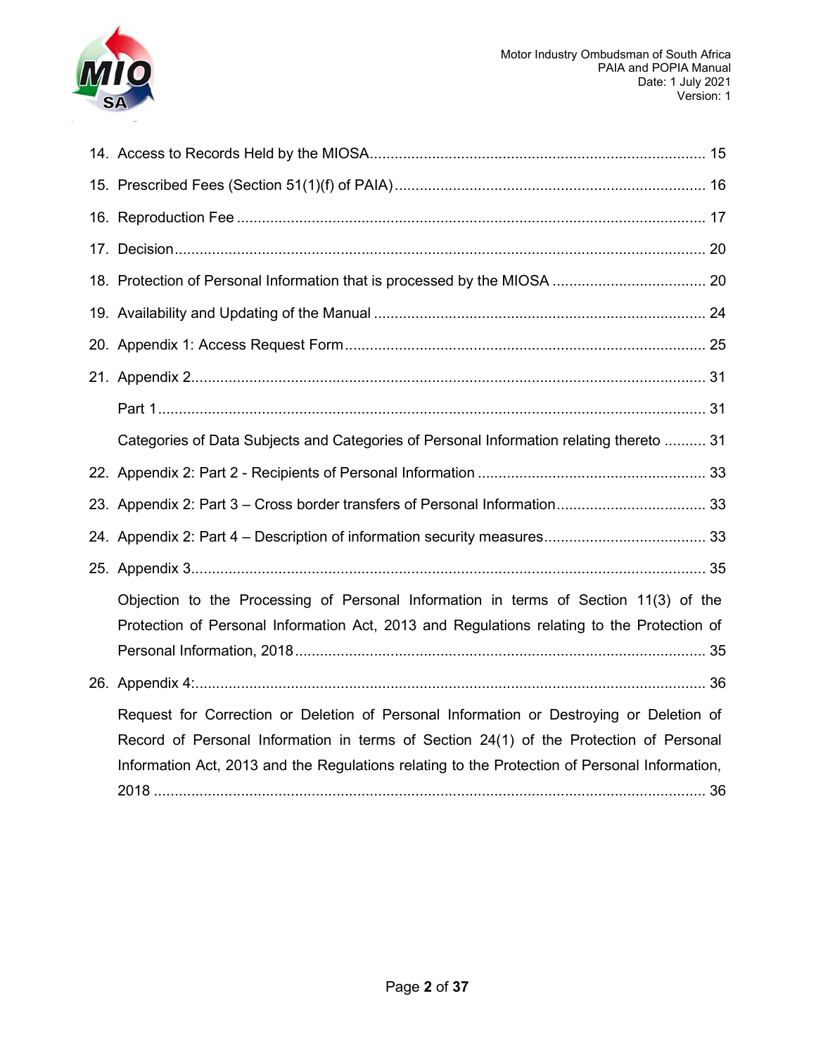14. Access to Records Held by the MIOSA ........................................................................... 15
15. Prescribed Fees (Section 51(1)(f) of PAIA) ...................................................................... 16
16. Reproduction Fee ............................................................................................................ 17
17. Decision ........................................................................................................................... 20
18. Protection of Personal Information that is processed by the MIOSA ................................. 20
19. Availability and Updating of the Manual ............................................................................ 24
20. Appendix 1: Access Request Form .................................................................................. 25
21. Appendix 2 ....................................................................................................................... 31

    Part 1 ................................................................................................................................ 31

    Categories of Data Subjects and Categories of Personal Information relating thereto .......... 31

22. Appendix 2: Part 2 - Recipients of Personal Information .................................................... 33
23. Appendix 2: Part 3 – Cross border transfers of Personal Information ................................. 33
24. Appendix 2: Part 4 – Description of information security measures .................................... 33
25. Appendix 3 ....................................................................................................................... 35

    Objection to the Processing of Personal Information in terms of Section 11(3) of the Protection of Personal Information Act, 2013 and Regulations relating to the Protection of Personal Information, 2018 ........................................................................................ 35

26. Appendix 4: ...................................................................................................................... 36

    Request for Correction or Deletion of Personal Information or Destroying or Deletion of Record of Personal Information in terms of Section 24(1) of the Protection of Personal Information Act, 2013 and the Regulations relating to the Protection of Personal Information, 2018 ................................................................................................................................ 36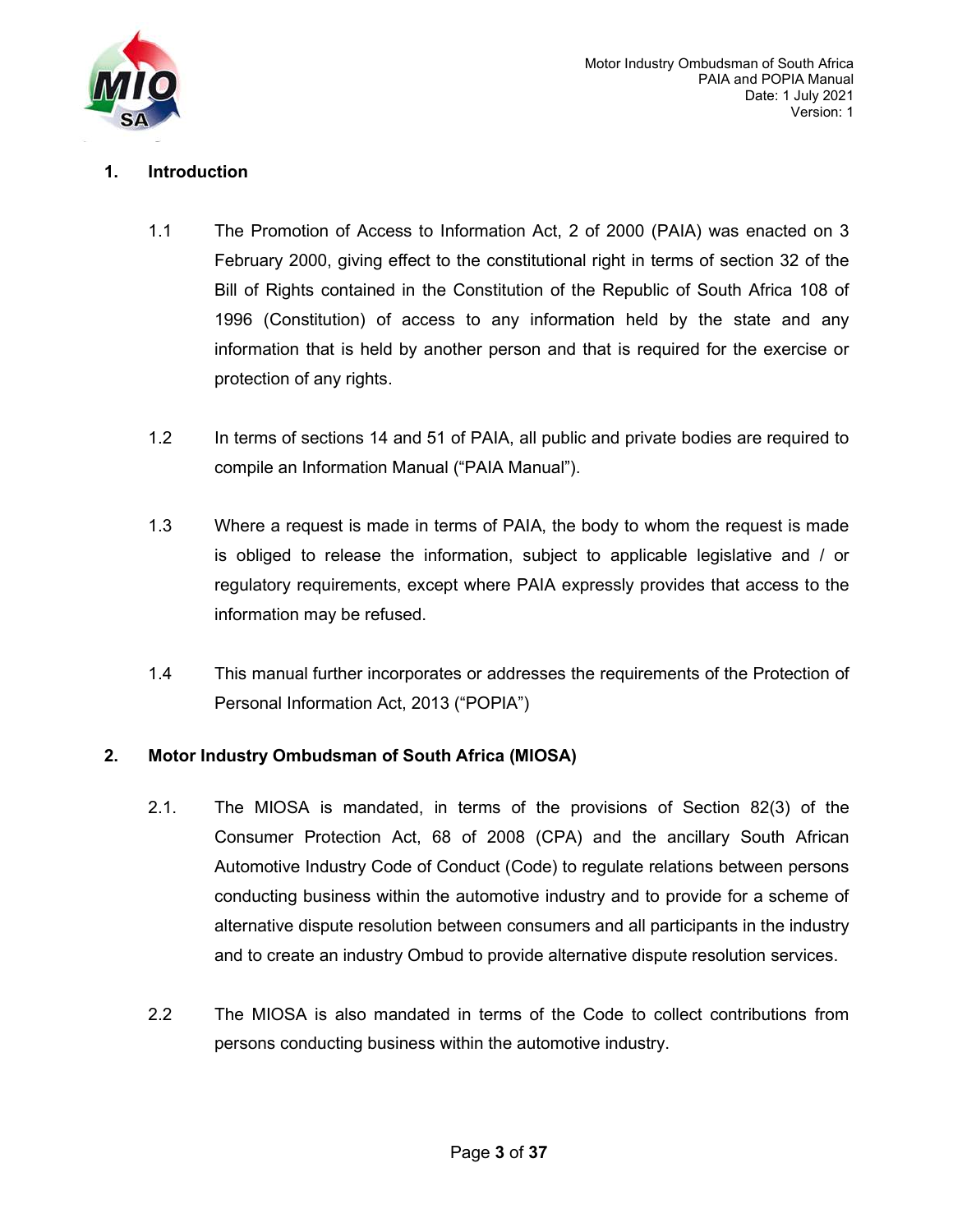## 1. Introduction

1.1 The Promotion of Access to Information Act, 2 of 2000 (PAIA) was enacted on 3 February 2000, giving effect to the constitutional right in terms of section 32 of the Bill of Rights contained in the Constitution of the Republic of South Africa 108 of 1996 (Constitution) of access to any information held by the state and any information that is held by another person and that is required for the exercise or protection of any rights.

1.2 In terms of sections 14 and 51 of PAIA, all public and private bodies are required to compile an Information Manual ("PAIA Manual").

1.3 Where a request is made in terms of PAIA, the body to whom the request is made is obliged to release the information, subject to applicable legislative and / or regulatory requirements, except where PAIA expressly provides that access to the information may be refused.

1.4 This manual further incorporates or addresses the requirements of the Protection of Personal Information Act, 2013 ("POPIA")

## 2. Motor Industry Ombudsman of South Africa (MIOSA)

2.1. The MIOSA is mandated, in terms of the provisions of Section 82(3) of the Consumer Protection Act, 68 of 2008 (CPA) and the ancillary South African Automotive Industry Code of Conduct (Code) to regulate relations between persons conducting business within the automotive industry and to provide for a scheme of alternative dispute resolution between consumers and all participants in the industry and to create an industry Ombud to provide alternative dispute resolution services.

2.2 The MIOSA is also mandated in terms of the Code to collect contributions from persons conducting business within the automotive industry.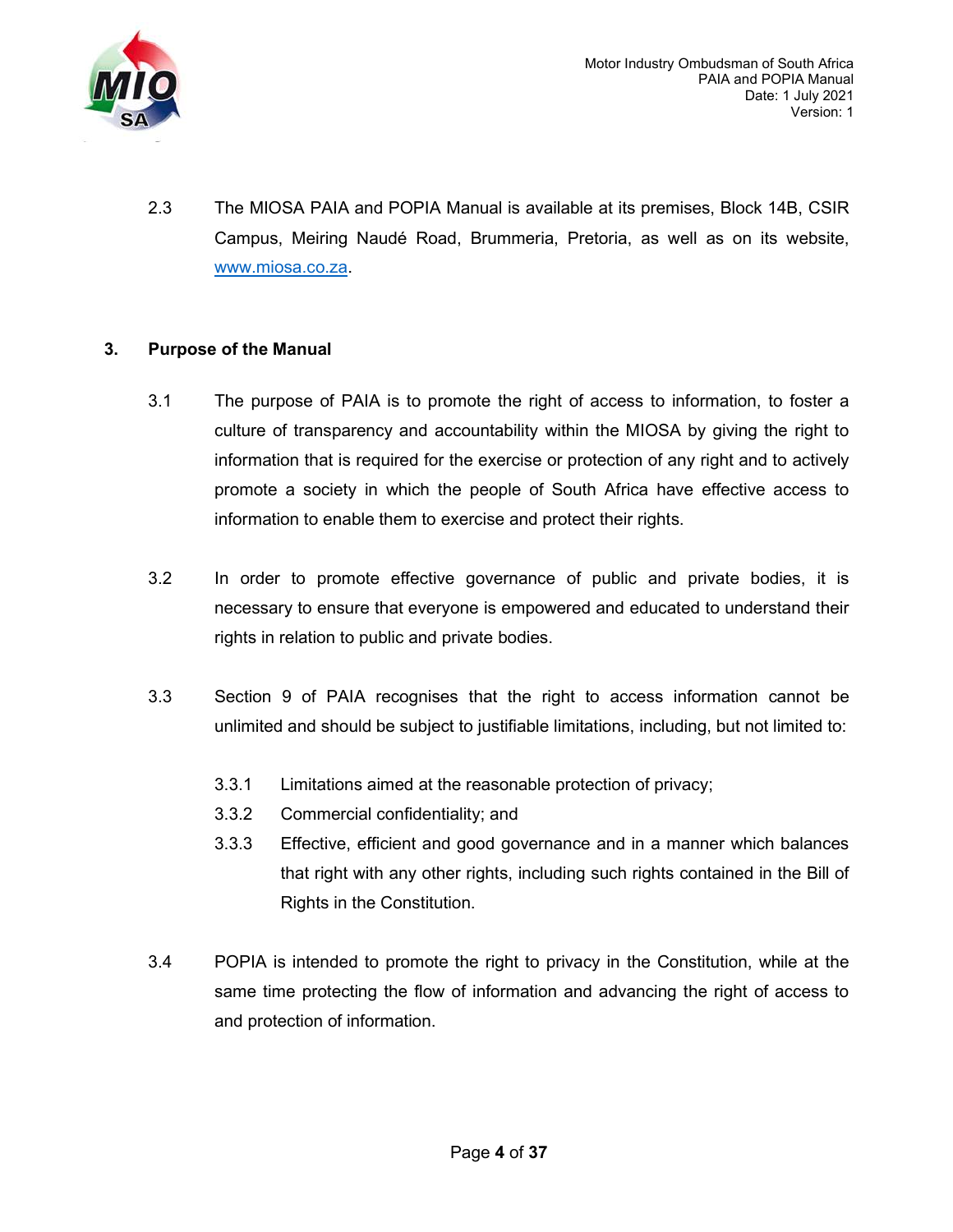2.3 The MIOSA PAIA and POPIA Manual is available at its premises, Block 14B, CSIR Campus, Meiring Naudé Road, Brummeria, Pretoria, as well as on its website, www.miosa.co.za.

## 3. Purpose of the Manual

3.1 The purpose of PAIA is to promote the right of access to information, to foster a culture of transparency and accountability within the MIOSA by giving the right to information that is required for the exercise or protection of any right and to actively promote a society in which the people of South Africa have effective access to information to enable them to exercise and protect their rights.

3.2 In order to promote effective governance of public and private bodies, it is necessary to ensure that everyone is empowered and educated to understand their rights in relation to public and private bodies.

3.3 Section 9 of PAIA recognises that the right to access information cannot be unlimited and should be subject to justifiable limitations, including, but not limited to:

3.3.1 Limitations aimed at the reasonable protection of privacy;

3.3.2 Commercial confidentiality; and

3.3.3 Effective, efficient and good governance and in a manner which balances that right with any other rights, including such rights contained in the Bill of Rights in the Constitution.

3.4 POPIA is intended to promote the right to privacy in the Constitution, while at the same time protecting the flow of information and advancing the right of access to and protection of information.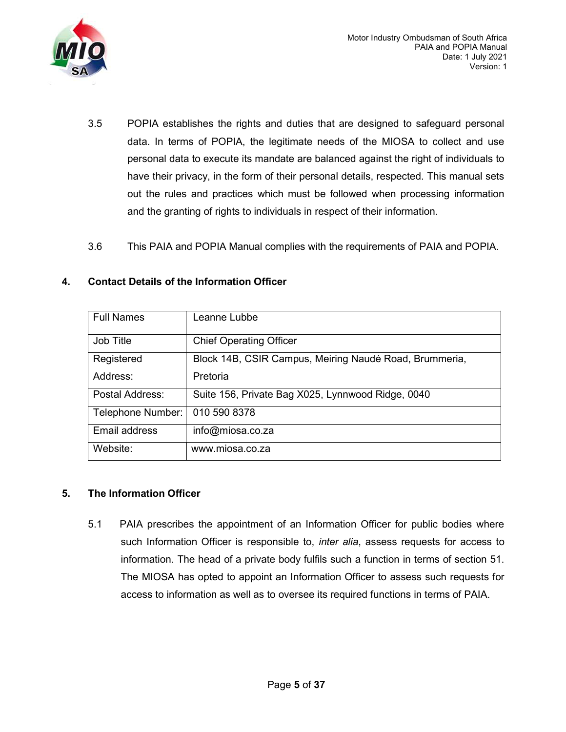3.5 POPIA establishes the rights and duties that are designed to safeguard personal data. In terms of POPIA, the legitimate needs of the MIOSA to collect and use personal data to execute its mandate are balanced against the right of individuals to have their privacy, in the form of their personal details, respected. This manual sets out the rules and practices which must be followed when processing information and the granting of rights to individuals in respect of their information.

3.6 This PAIA and POPIA Manual complies with the requirements of PAIA and POPIA.

## 4. Contact Details of the Information Officer

| Full Names | Leanne Lubbe |
|---|---|
| Job Title | Chief Operating Officer |
| Registered Address: | Block 14B, CSIR Campus, Meiring Naudé Road, Brummeria, Pretoria |
| Postal Address: | Suite 156, Private Bag X025, Lynnwood Ridge, 0040 |
| Telephone Number: | 010 590 8378 |
| Email address | info@miosa.co.za |
| Website: | www.miosa.co.za |

## 5. The Information Officer

5.1 PAIA prescribes the appointment of an Information Officer for public bodies where such Information Officer is responsible to, *inter alia*, assess requests for access to information. The head of a private body fulfils such a function in terms of section 51. The MIOSA has opted to appoint an Information Officer to assess such requests for access to information as well as to oversee its required functions in terms of PAIA.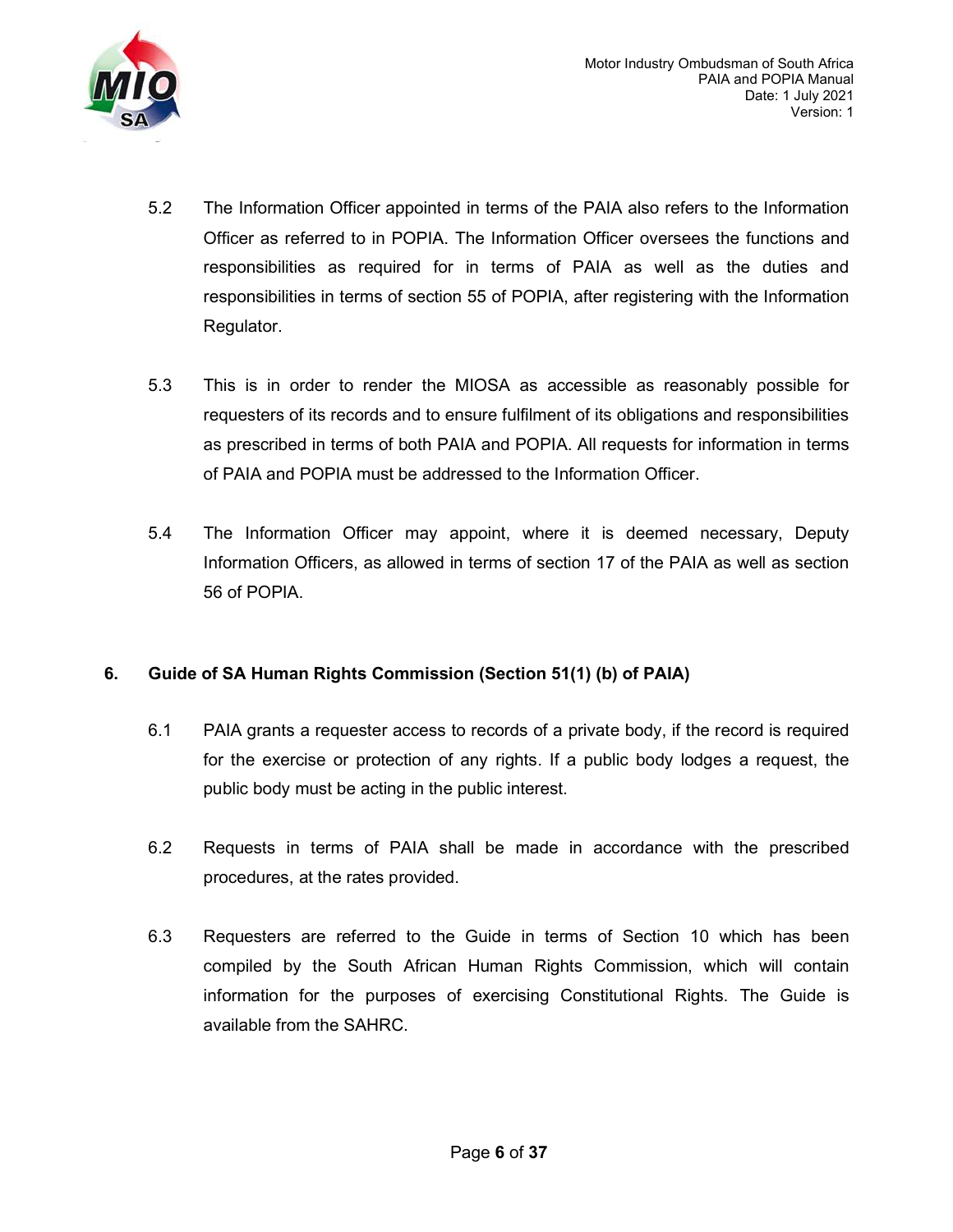5.2 The Information Officer appointed in terms of the PAIA also refers to the Information Officer as referred to in POPIA. The Information Officer oversees the functions and responsibilities as required for in terms of PAIA as well as the duties and responsibilities in terms of section 55 of POPIA, after registering with the Information Regulator.

5.3 This is in order to render the MIOSA as accessible as reasonably possible for requesters of its records and to ensure fulfilment of its obligations and responsibilities as prescribed in terms of both PAIA and POPIA. All requests for information in terms of PAIA and POPIA must be addressed to the Information Officer.

5.4 The Information Officer may appoint, where it is deemed necessary, Deputy Information Officers, as allowed in terms of section 17 of the PAIA as well as section 56 of POPIA.

## 6. Guide of SA Human Rights Commission (Section 51(1) (b) of PAIA)

6.1 PAIA grants a requester access to records of a private body, if the record is required for the exercise or protection of any rights. If a public body lodges a request, the public body must be acting in the public interest.

6.2 Requests in terms of PAIA shall be made in accordance with the prescribed procedures, at the rates provided.

6.3 Requesters are referred to the Guide in terms of Section 10 which has been compiled by the South African Human Rights Commission, which will contain information for the purposes of exercising Constitutional Rights. The Guide is available from the SAHRC.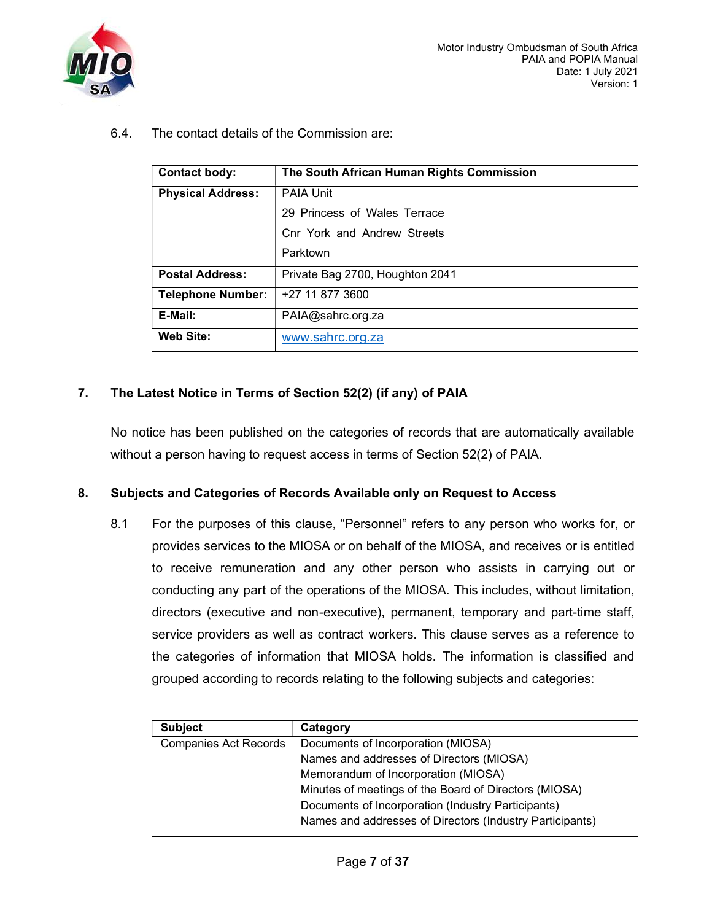6.4. The contact details of the Commission are:

| Contact body: | The South African Human Rights Commission |
|---|---|
| Physical Address: | PAIA Unit<br>29 Princess of Wales Terrace<br>Cnr York and Andrew Streets<br>Parktown |
| Postal Address: | Private Bag 2700, Houghton 2041 |
| Telephone Number: | +27 11 877 3600 |
| E-Mail: | PAIA@sahrc.org.za |
| Web Site: | www.sahrc.org.za |

## 7. The Latest Notice in Terms of Section 52(2) (if any) of PAIA

No notice has been published on the categories of records that are automatically available without a person having to request access in terms of Section 52(2) of PAIA.

## 8. Subjects and Categories of Records Available only on Request to Access

8.1 For the purposes of this clause, "Personnel" refers to any person who works for, or provides services to the MIOSA or on behalf of the MIOSA, and receives or is entitled to receive remuneration and any other person who assists in carrying out or conducting any part of the operations of the MIOSA. This includes, without limitation, directors (executive and non-executive), permanent, temporary and part-time staff, service providers as well as contract workers. This clause serves as a reference to the categories of information that MIOSA holds. The information is classified and grouped according to records relating to the following subjects and categories:

| Subject | Category |
|---|---|
| Companies Act Records | Documents of Incorporation (MIOSA)<br>Names and addresses of Directors (MIOSA)<br>Memorandum of Incorporation (MIOSA)<br>Minutes of meetings of the Board of Directors (MIOSA)<br>Documents of Incorporation (Industry Participants)<br>Names and addresses of Directors (Industry Participants) |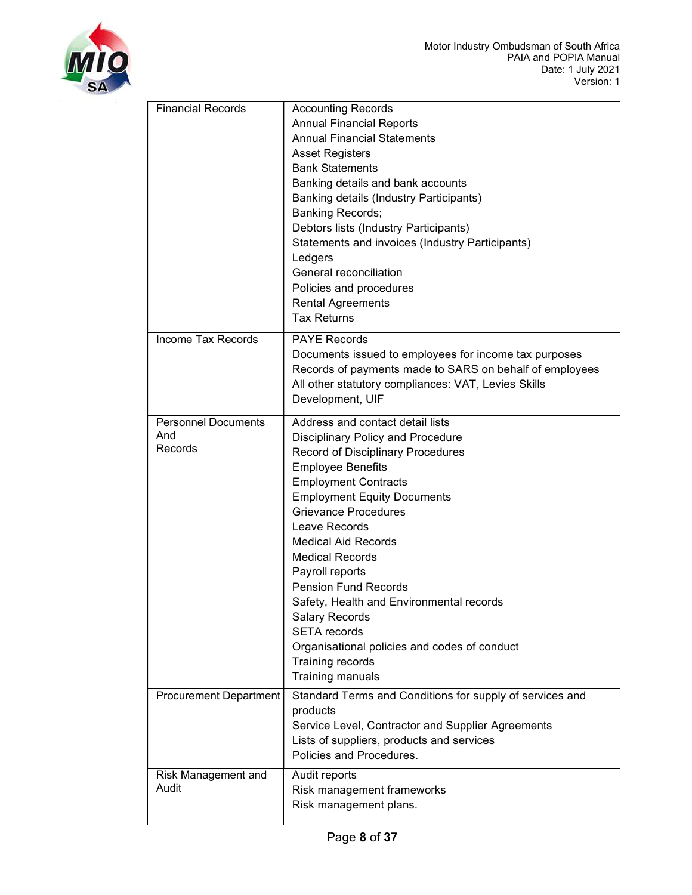| | |
|---|---|
| Financial Records | Accounting Records<br>Annual Financial Reports<br>Annual Financial Statements<br>Asset Registers<br>Bank Statements<br>Banking details and bank accounts<br>Banking details (Industry Participants)<br>Banking Records;<br>Debtors lists (Industry Participants)<br>Statements and invoices (Industry Participants)<br>Ledgers<br>General reconciliation<br>Policies and procedures<br>Rental Agreements<br>Tax Returns |
| Income Tax Records | PAYE Records<br>Documents issued to employees for income tax purposes<br>Records of payments made to SARS on behalf of employees<br>All other statutory compliances: VAT, Levies Skills Development, UIF |
| Personnel Documents And Records | Address and contact detail lists<br>Disciplinary Policy and Procedure<br>Record of Disciplinary Procedures<br>Employee Benefits<br>Employment Contracts<br>Employment Equity Documents<br>Grievance Procedures<br>Leave Records<br>Medical Aid Records<br>Medical Records<br>Payroll reports<br>Pension Fund Records<br>Safety, Health and Environmental records<br>Salary Records<br>SETA records<br>Organisational policies and codes of conduct<br>Training records<br>Training manuals |
| Procurement Department | Standard Terms and Conditions for supply of services and products<br>Service Level, Contractor and Supplier Agreements<br>Lists of suppliers, products and services<br>Policies and Procedures. |
| Risk Management and Audit | Audit reports<br>Risk management frameworks<br>Risk management plans. |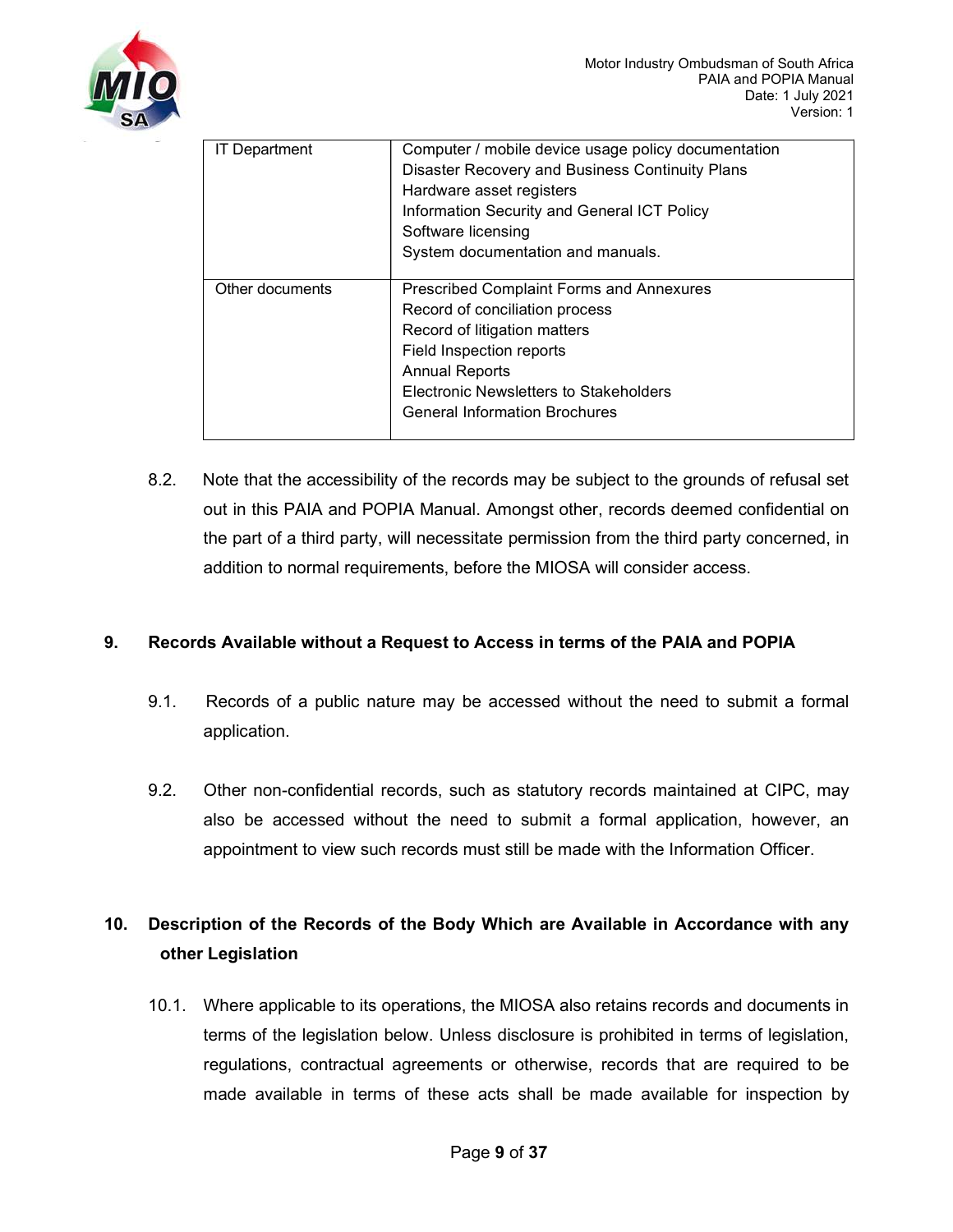| | |
|---|---|
| IT Department | Computer / mobile device usage policy documentation<br>Disaster Recovery and Business Continuity Plans<br>Hardware asset registers<br>Information Security and General ICT Policy<br>Software licensing<br>System documentation and manuals. |
| Other documents | Prescribed Complaint Forms and Annexures<br>Record of conciliation process<br>Record of litigation matters<br>Field Inspection reports<br>Annual Reports<br>Electronic Newsletters to Stakeholders<br>General Information Brochures |

8.2. Note that the accessibility of the records may be subject to the grounds of refusal set out in this PAIA and POPIA Manual. Amongst other, records deemed confidential on the part of a third party, will necessitate permission from the third party concerned, in addition to normal requirements, before the MIOSA will consider access.

## 9. Records Available without a Request to Access in terms of the PAIA and POPIA

9.1. Records of a public nature may be accessed without the need to submit a formal application.

9.2. Other non-confidential records, such as statutory records maintained at CIPC, may also be accessed without the need to submit a formal application, however, an appointment to view such records must still be made with the Information Officer.

## 10. Description of the Records of the Body Which are Available in Accordance with any other Legislation

10.1. Where applicable to its operations, the MIOSA also retains records and documents in terms of the legislation below. Unless disclosure is prohibited in terms of legislation, regulations, contractual agreements or otherwise, records that are required to be made available in terms of these acts shall be made available for inspection by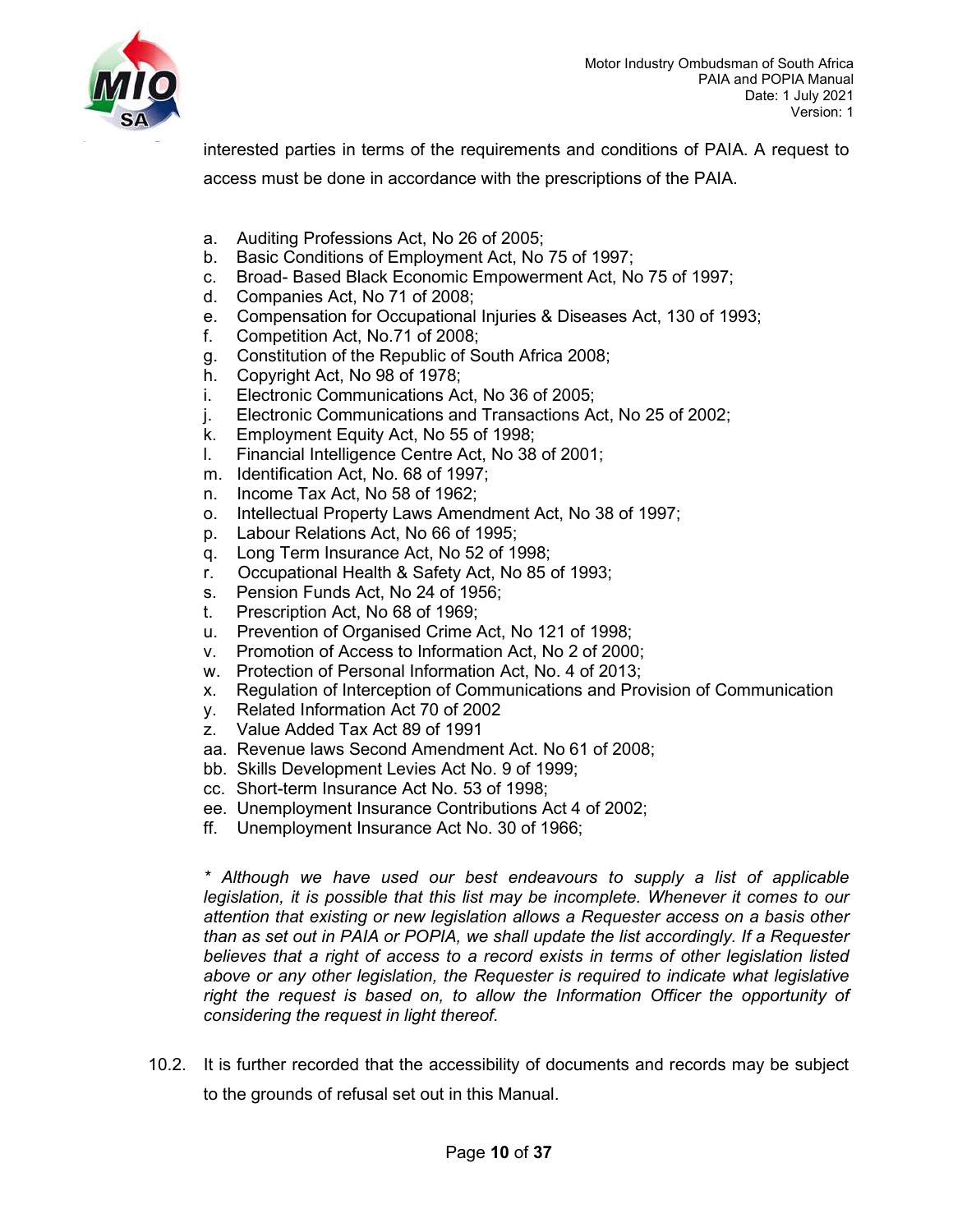interested parties in terms of the requirements and conditions of PAIA. A request to access must be done in accordance with the prescriptions of the PAIA.

a. Auditing Professions Act, No 26 of 2005;
b. Basic Conditions of Employment Act, No 75 of 1997;
c. Broad- Based Black Economic Empowerment Act, No 75 of 1997;
d. Companies Act, No 71 of 2008;
e. Compensation for Occupational Injuries & Diseases Act, 130 of 1993;
f. Competition Act, No.71 of 2008;
g. Constitution of the Republic of South Africa 2008;
h. Copyright Act, No 98 of 1978;
i. Electronic Communications Act, No 36 of 2005;
j. Electronic Communications and Transactions Act, No 25 of 2002;
k. Employment Equity Act, No 55 of 1998;
l. Financial Intelligence Centre Act, No 38 of 2001;
m. Identification Act, No. 68 of 1997;
n. Income Tax Act, No 58 of 1962;
o. Intellectual Property Laws Amendment Act, No 38 of 1997;
p. Labour Relations Act, No 66 of 1995;
q. Long Term Insurance Act, No 52 of 1998;
r. Occupational Health & Safety Act, No 85 of 1993;
s. Pension Funds Act, No 24 of 1956;
t. Prescription Act, No 68 of 1969;
u. Prevention of Organised Crime Act, No 121 of 1998;
v. Promotion of Access to Information Act, No 2 of 2000;
w. Protection of Personal Information Act, No. 4 of 2013;
x. Regulation of Interception of Communications and Provision of Communication
y. Related Information Act 70 of 2002
z. Value Added Tax Act 89 of 1991
aa. Revenue laws Second Amendment Act. No 61 of 2008;
bb. Skills Development Levies Act No. 9 of 1999;
cc. Short-term Insurance Act No. 53 of 1998;
ee. Unemployment Insurance Contributions Act 4 of 2002;
ff. Unemployment Insurance Act No. 30 of 1966;

*\* Although we have used our best endeavours to supply a list of applicable legislation, it is possible that this list may be incomplete. Whenever it comes to our attention that existing or new legislation allows a Requester access on a basis other than as set out in PAIA or POPIA, we shall update the list accordingly. If a Requester believes that a right of access to a record exists in terms of other legislation listed above or any other legislation, the Requester is required to indicate what legislative right the request is based on, to allow the Information Officer the opportunity of considering the request in light thereof.*

10.2. It is further recorded that the accessibility of documents and records may be subject to the grounds of refusal set out in this Manual.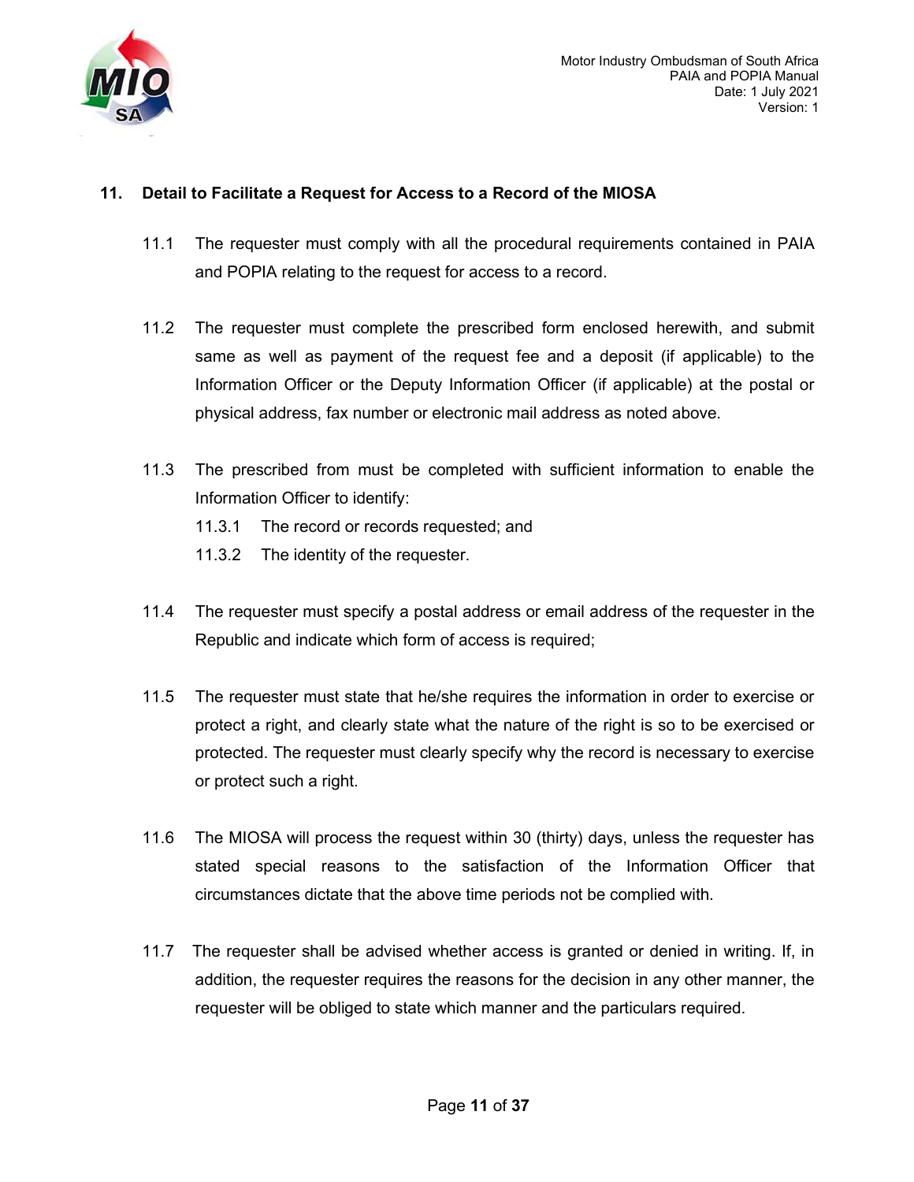## 11. Detail to Facilitate a Request for Access to a Record of the MIOSA

11.1 The requester must comply with all the procedural requirements contained in PAIA and POPIA relating to the request for access to a record.

11.2 The requester must complete the prescribed form enclosed herewith, and submit same as well as payment of the request fee and a deposit (if applicable) to the Information Officer or the Deputy Information Officer (if applicable) at the postal or physical address, fax number or electronic mail address as noted above.

11.3 The prescribed from must be completed with sufficient information to enable the Information Officer to identify:

11.3.1 The record or records requested; and

11.3.2 The identity of the requester.

11.4 The requester must specify a postal address or email address of the requester in the Republic and indicate which form of access is required;

11.5 The requester must state that he/she requires the information in order to exercise or protect a right, and clearly state what the nature of the right is so to be exercised or protected. The requester must clearly specify why the record is necessary to exercise or protect such a right.

11.6 The MIOSA will process the request within 30 (thirty) days, unless the requester has stated special reasons to the satisfaction of the Information Officer that circumstances dictate that the above time periods not be complied with.

11.7 The requester shall be advised whether access is granted or denied in writing. If, in addition, the requester requires the reasons for the decision in any other manner, the requester will be obliged to state which manner and the particulars required.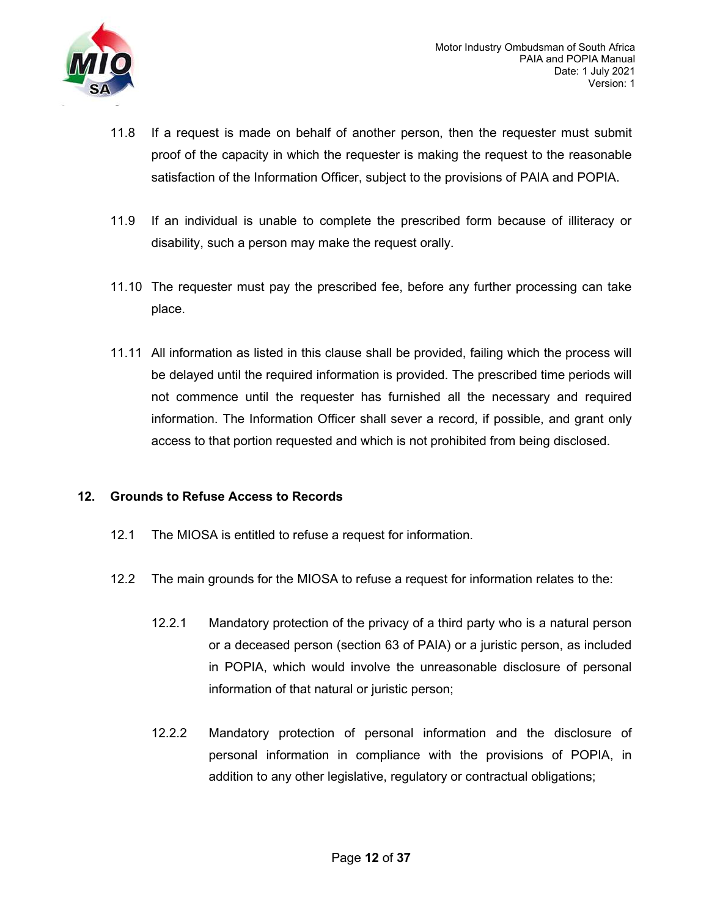11.8 If a request is made on behalf of another person, then the requester must submit proof of the capacity in which the requester is making the request to the reasonable satisfaction of the Information Officer, subject to the provisions of PAIA and POPIA.

11.9 If an individual is unable to complete the prescribed form because of illiteracy or disability, such a person may make the request orally.

11.10 The requester must pay the prescribed fee, before any further processing can take place.

11.11 All information as listed in this clause shall be provided, failing which the process will be delayed until the required information is provided. The prescribed time periods will not commence until the requester has furnished all the necessary and required information. The Information Officer shall sever a record, if possible, and grant only access to that portion requested and which is not prohibited from being disclosed.

## 12. Grounds to Refuse Access to Records

12.1 The MIOSA is entitled to refuse a request for information.

12.2 The main grounds for the MIOSA to refuse a request for information relates to the:

12.2.1 Mandatory protection of the privacy of a third party who is a natural person or a deceased person (section 63 of PAIA) or a juristic person, as included in POPIA, which would involve the unreasonable disclosure of personal information of that natural or juristic person;

12.2.2 Mandatory protection of personal information and the disclosure of personal information in compliance with the provisions of POPIA, in addition to any other legislative, regulatory or contractual obligations;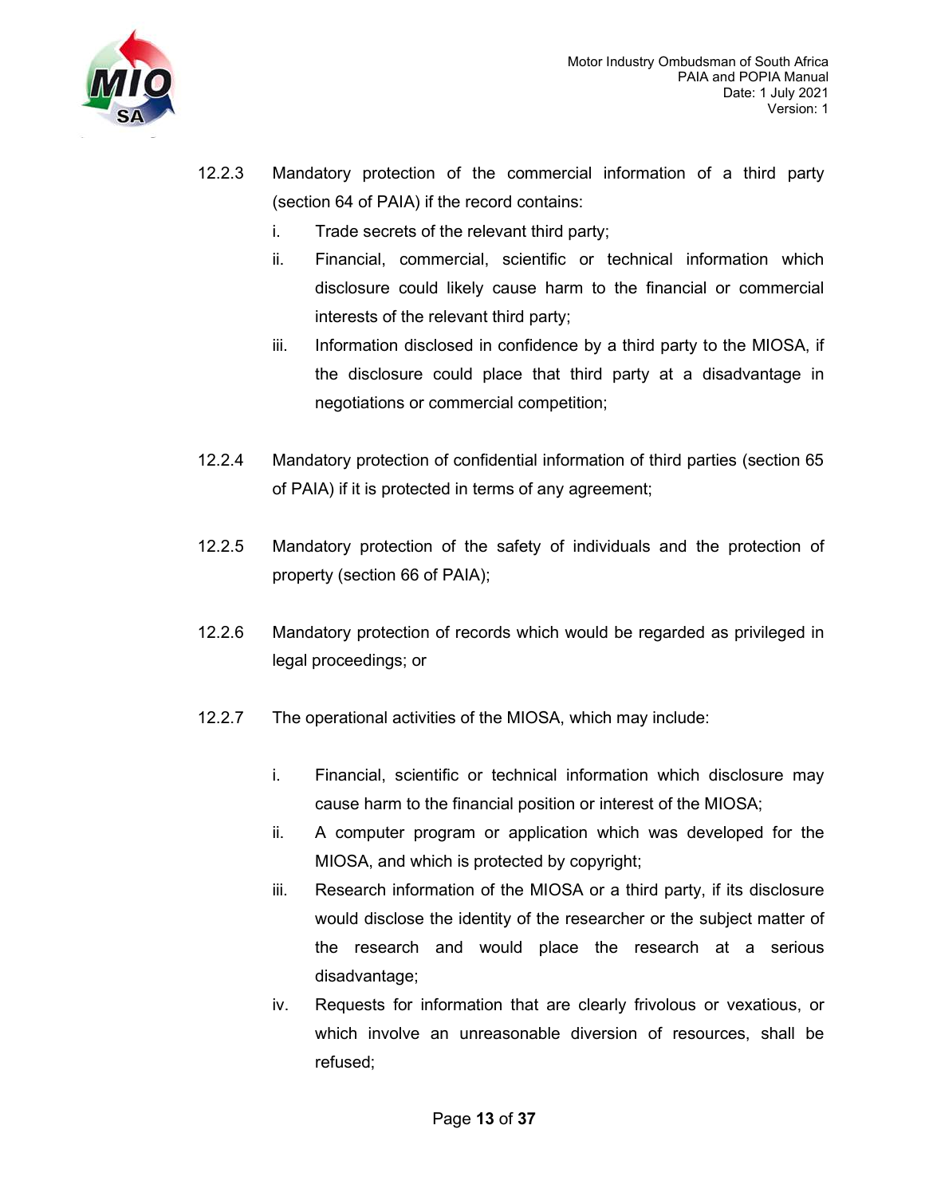12.2.3 Mandatory protection of the commercial information of a third party (section 64 of PAIA) if the record contains:

i. Trade secrets of the relevant third party;

ii. Financial, commercial, scientific or technical information which disclosure could likely cause harm to the financial or commercial interests of the relevant third party;

iii. Information disclosed in confidence by a third party to the MIOSA, if the disclosure could place that third party at a disadvantage in negotiations or commercial competition;

12.2.4 Mandatory protection of confidential information of third parties (section 65 of PAIA) if it is protected in terms of any agreement;

12.2.5 Mandatory protection of the safety of individuals and the protection of property (section 66 of PAIA);

12.2.6 Mandatory protection of records which would be regarded as privileged in legal proceedings; or

12.2.7 The operational activities of the MIOSA, which may include:

i. Financial, scientific or technical information which disclosure may cause harm to the financial position or interest of the MIOSA;

ii. A computer program or application which was developed for the MIOSA, and which is protected by copyright;

iii. Research information of the MIOSA or a third party, if its disclosure would disclose the identity of the researcher or the subject matter of the research and would place the research at a serious disadvantage;

iv. Requests for information that are clearly frivolous or vexatious, or which involve an unreasonable diversion of resources, shall be refused;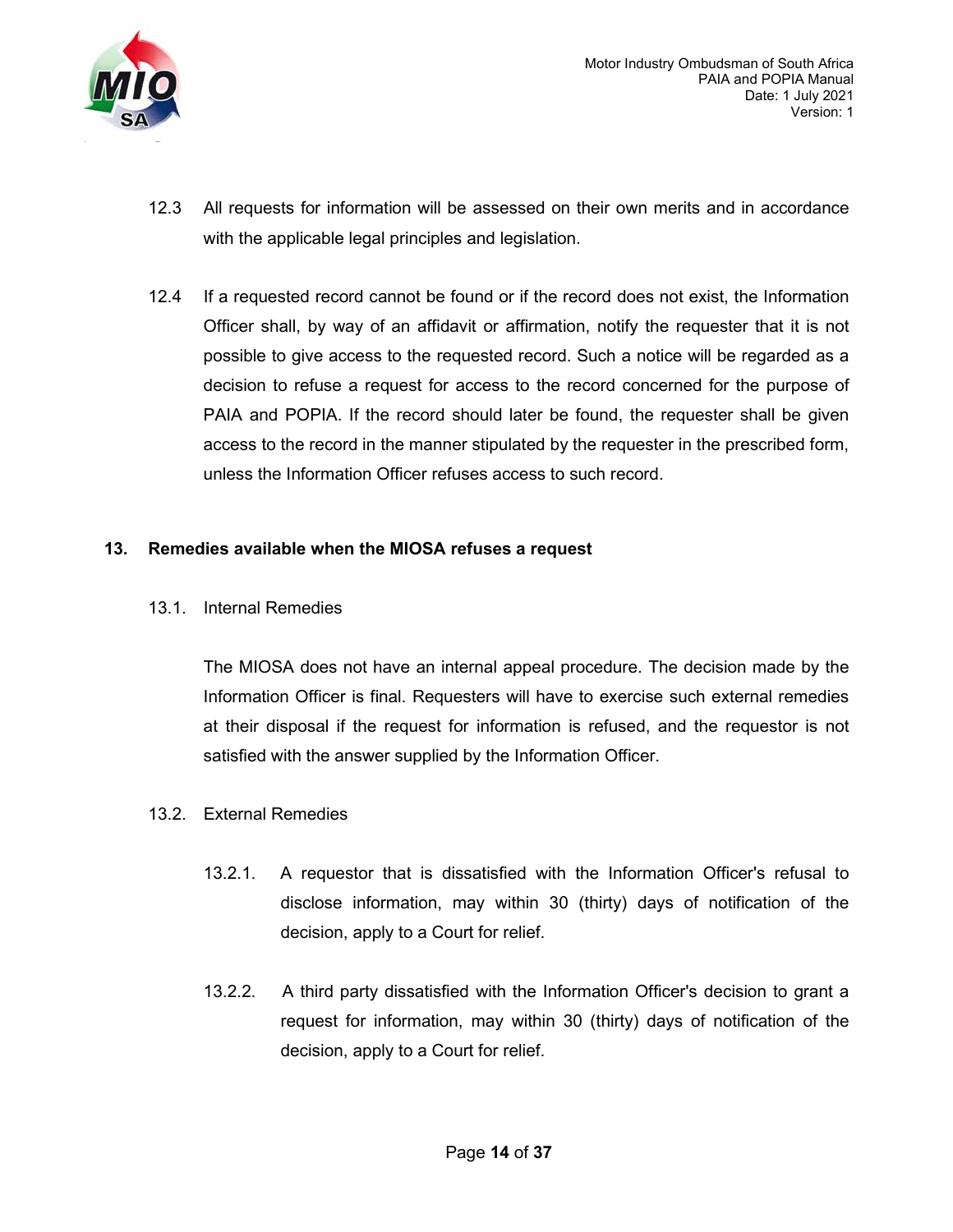12.3 All requests for information will be assessed on their own merits and in accordance with the applicable legal principles and legislation.

12.4 If a requested record cannot be found or if the record does not exist, the Information Officer shall, by way of an affidavit or affirmation, notify the requester that it is not possible to give access to the requested record. Such a notice will be regarded as a decision to refuse a request for access to the record concerned for the purpose of PAIA and POPIA. If the record should later be found, the requester shall be given access to the record in the manner stipulated by the requester in the prescribed form, unless the Information Officer refuses access to such record.

## 13. Remedies available when the MIOSA refuses a request

### 13.1. Internal Remedies

The MIOSA does not have an internal appeal procedure. The decision made by the Information Officer is final. Requesters will have to exercise such external remedies at their disposal if the request for information is refused, and the requestor is not satisfied with the answer supplied by the Information Officer.

### 13.2. External Remedies

13.2.1. A requestor that is dissatisfied with the Information Officer's refusal to disclose information, may within 30 (thirty) days of notification of the decision, apply to a Court for relief.

13.2.2. A third party dissatisfied with the Information Officer's decision to grant a request for information, may within 30 (thirty) days of notification of the decision, apply to a Court for relief.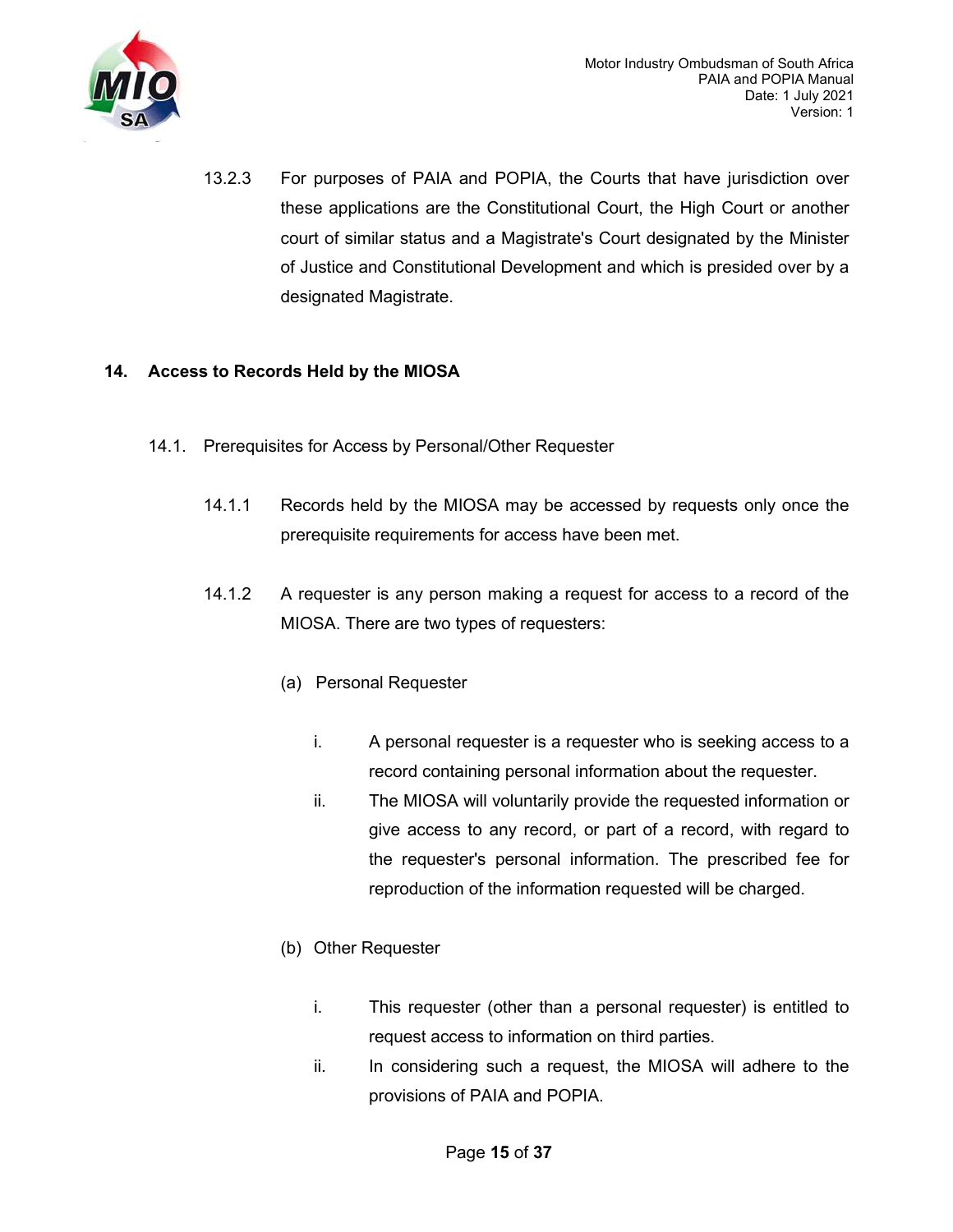13.2.3 For purposes of PAIA and POPIA, the Courts that have jurisdiction over these applications are the Constitutional Court, the High Court or another court of similar status and a Magistrate's Court designated by the Minister of Justice and Constitutional Development and which is presided over by a designated Magistrate.

## 14. Access to Records Held by the MIOSA

### 14.1. Prerequisites for Access by Personal/Other Requester

14.1.1 Records held by the MIOSA may be accessed by requests only once the prerequisite requirements for access have been met.

14.1.2 A requester is any person making a request for access to a record of the MIOSA. There are two types of requesters:

(a) Personal Requester

i. A personal requester is a requester who is seeking access to a record containing personal information about the requester.

ii. The MIOSA will voluntarily provide the requested information or give access to any record, or part of a record, with regard to the requester's personal information. The prescribed fee for reproduction of the information requested will be charged.

(b) Other Requester

i. This requester (other than a personal requester) is entitled to request access to information on third parties.

ii. In considering such a request, the MIOSA will adhere to the provisions of PAIA and POPIA.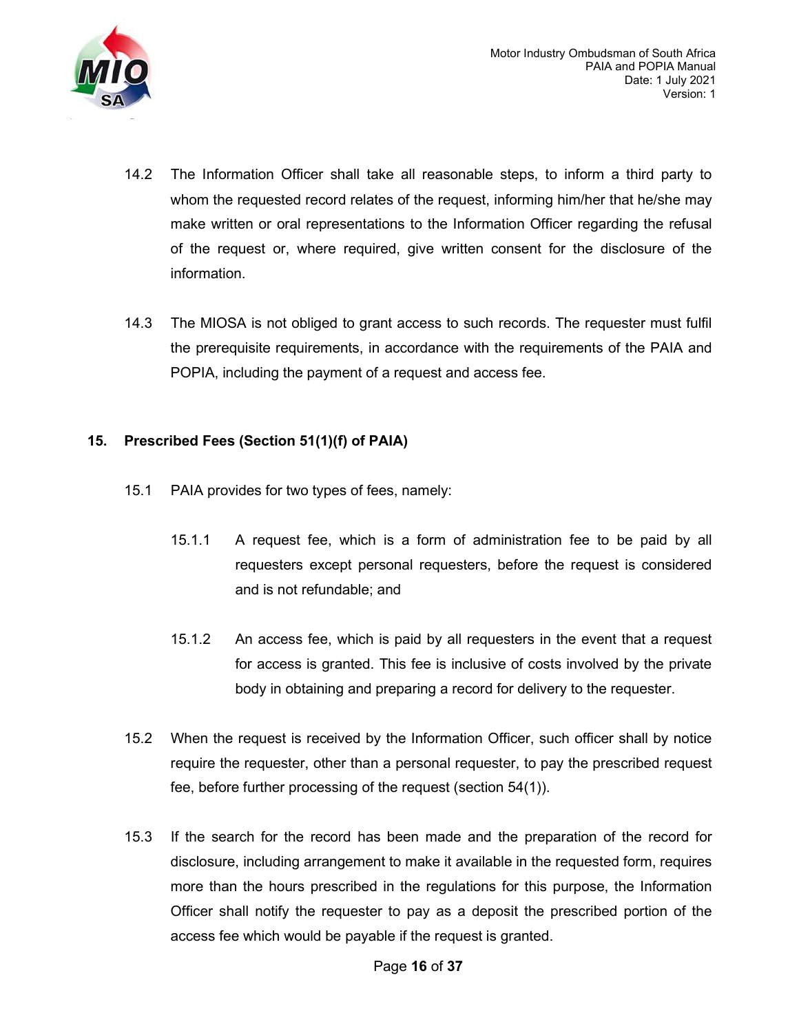14.2 The Information Officer shall take all reasonable steps, to inform a third party to whom the requested record relates of the request, informing him/her that he/she may make written or oral representations to the Information Officer regarding the refusal of the request or, where required, give written consent for the disclosure of the information.

14.3 The MIOSA is not obliged to grant access to such records. The requester must fulfil the prerequisite requirements, in accordance with the requirements of the PAIA and POPIA, including the payment of a request and access fee.

## 15. Prescribed Fees (Section 51(1)(f) of PAIA)

15.1 PAIA provides for two types of fees, namely:

15.1.1 A request fee, which is a form of administration fee to be paid by all requesters except personal requesters, before the request is considered and is not refundable; and

15.1.2 An access fee, which is paid by all requesters in the event that a request for access is granted. This fee is inclusive of costs involved by the private body in obtaining and preparing a record for delivery to the requester.

15.2 When the request is received by the Information Officer, such officer shall by notice require the requester, other than a personal requester, to pay the prescribed request fee, before further processing of the request (section 54(1)).

15.3 If the search for the record has been made and the preparation of the record for disclosure, including arrangement to make it available in the requested form, requires more than the hours prescribed in the regulations for this purpose, the Information Officer shall notify the requester to pay as a deposit the prescribed portion of the access fee which would be payable if the request is granted.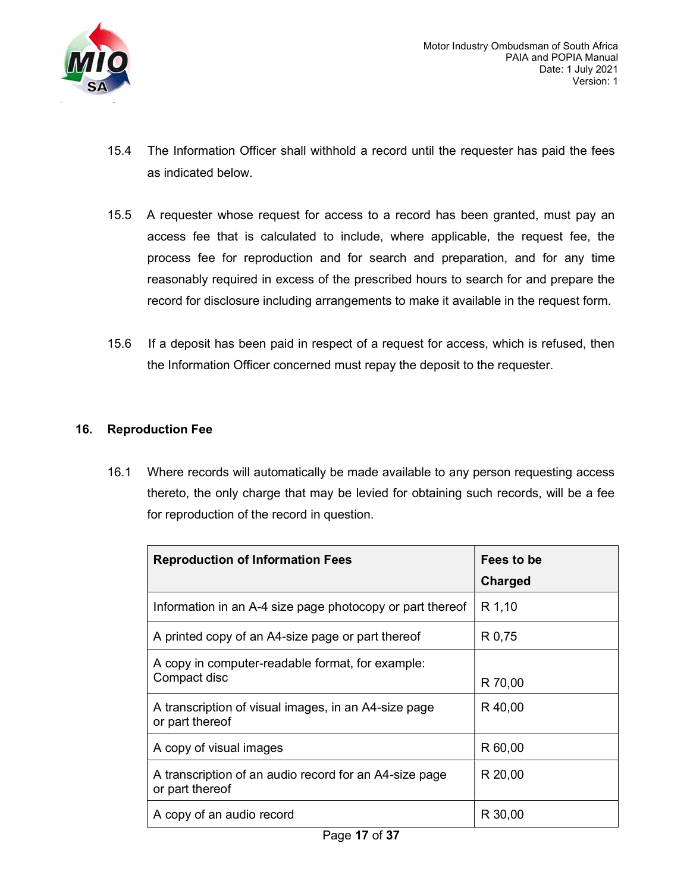15.4 The Information Officer shall withhold a record until the requester has paid the fees as indicated below.

15.5 A requester whose request for access to a record has been granted, must pay an access fee that is calculated to include, where applicable, the request fee, the process fee for reproduction and for search and preparation, and for any time reasonably required in excess of the prescribed hours to search for and prepare the record for disclosure including arrangements to make it available in the request form.

15.6 If a deposit has been paid in respect of a request for access, which is refused, then the Information Officer concerned must repay the deposit to the requester.

## 16. Reproduction Fee

16.1 Where records will automatically be made available to any person requesting access thereto, the only charge that may be levied for obtaining such records, will be a fee for reproduction of the record in question.

| Reproduction of Information Fees | Fees to be Charged |
|---|---|
| Information in an A-4 size page photocopy or part thereof | R 1,10 |
| A printed copy of an A4-size page or part thereof | R 0,75 |
| A copy in computer-readable format, for example: Compact disc | R 70,00 |
| A transcription of visual images, in an A4-size page or part thereof | R 40,00 |
| A copy of visual images | R 60,00 |
| A transcription of an audio record for an A4-size page or part thereof | R 20,00 |
| A copy of an audio record | R 30,00 |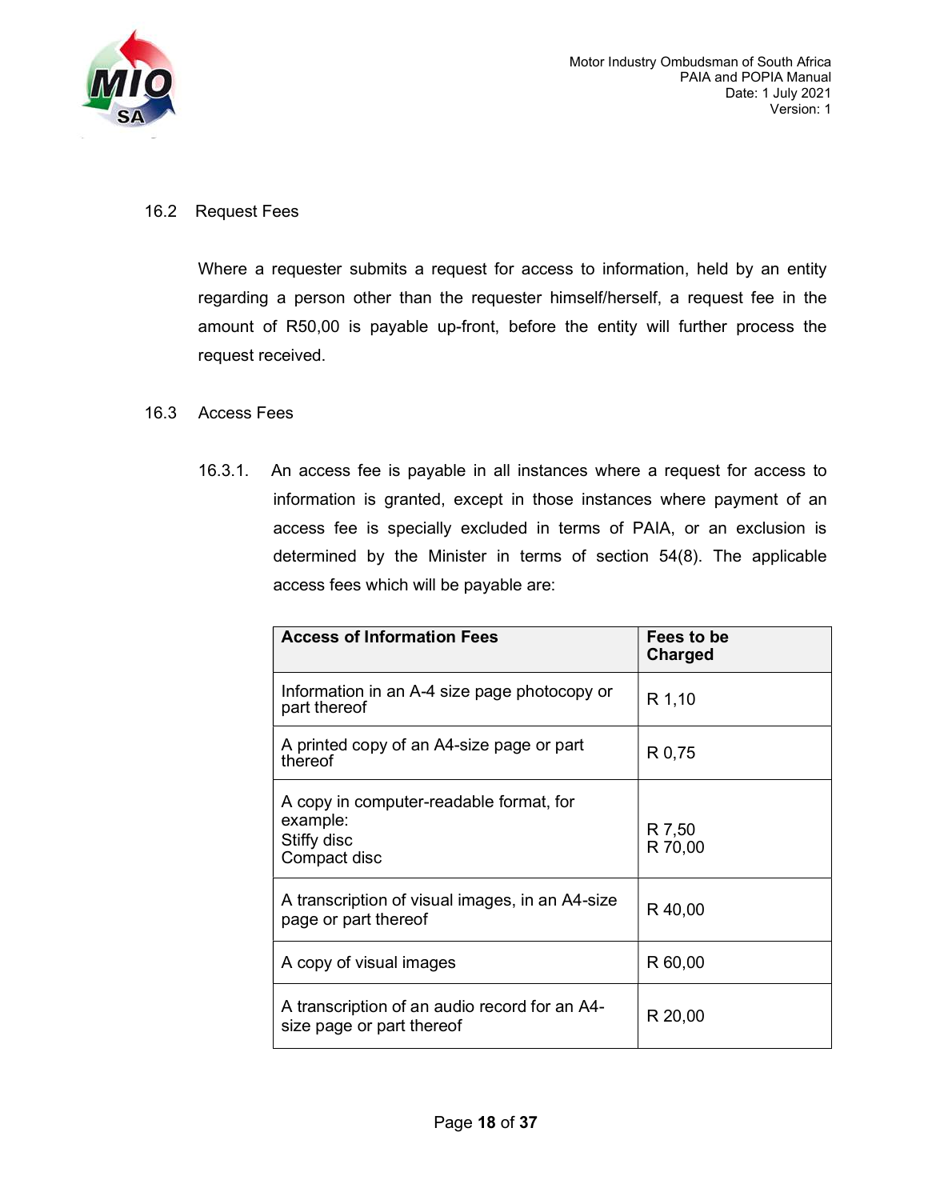## 16.2 Request Fees

Where a requester submits a request for access to information, held by an entity regarding a person other than the requester himself/herself, a request fee in the amount of R50,00 is payable up-front, before the entity will further process the request received.

## 16.3 Access Fees

16.3.1. An access fee is payable in all instances where a request for access to information is granted, except in those instances where payment of an access fee is specially excluded in terms of PAIA, or an exclusion is determined by the Minister in terms of section 54(8). The applicable access fees which will be payable are:

| Access of Information Fees | Fees to be Charged |
| --- | --- |
| Information in an A-4 size page photocopy or part thereof | R 1,10 |
| A printed copy of an A4-size page or part thereof | R 0,75 |
| A copy in computer-readable format, for example:<br>Stiffy disc<br>Compact disc | R 7,50<br>R 70,00 |
| A transcription of visual images, in an A4-size page or part thereof | R 40,00 |
| A copy of visual images | R 60,00 |
| A transcription of an audio record for an A4-size page or part thereof | R 20,00 |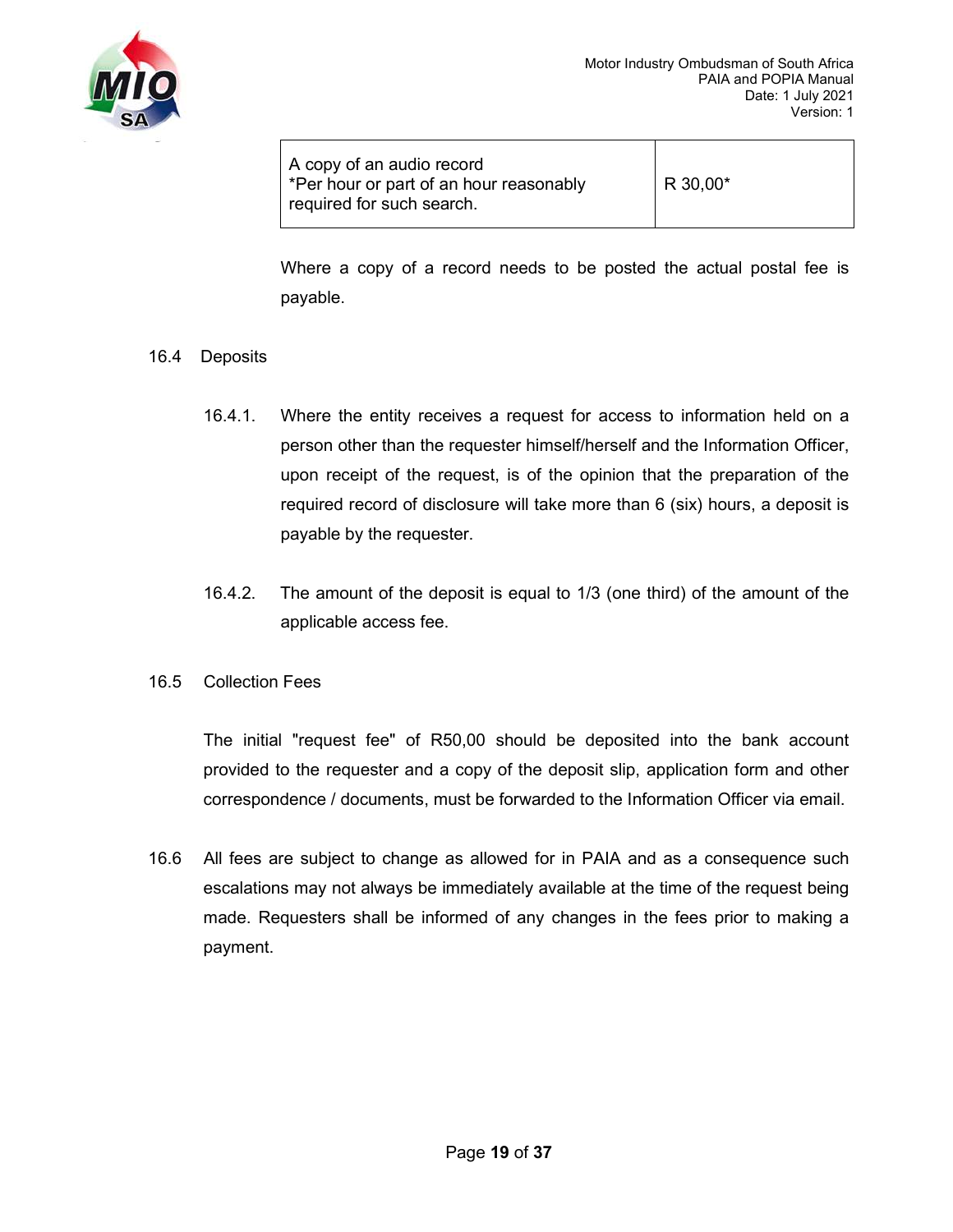| A copy of an audio record<br>*Per hour or part of an hour reasonably required for such search. | R 30,00* |
|---|---|

Where a copy of a record needs to be posted the actual postal fee is payable.

16.4 Deposits

16.4.1. Where the entity receives a request for access to information held on a person other than the requester himself/herself and the Information Officer, upon receipt of the request, is of the opinion that the preparation of the required record of disclosure will take more than 6 (six) hours, a deposit is payable by the requester.

16.4.2. The amount of the deposit is equal to 1/3 (one third) of the amount of the applicable access fee.

16.5 Collection Fees

The initial "request fee" of R50,00 should be deposited into the bank account provided to the requester and a copy of the deposit slip, application form and other correspondence / documents, must be forwarded to the Information Officer via email.

16.6 All fees are subject to change as allowed for in PAIA and as a consequence such escalations may not always be immediately available at the time of the request being made. Requesters shall be informed of any changes in the fees prior to making a payment.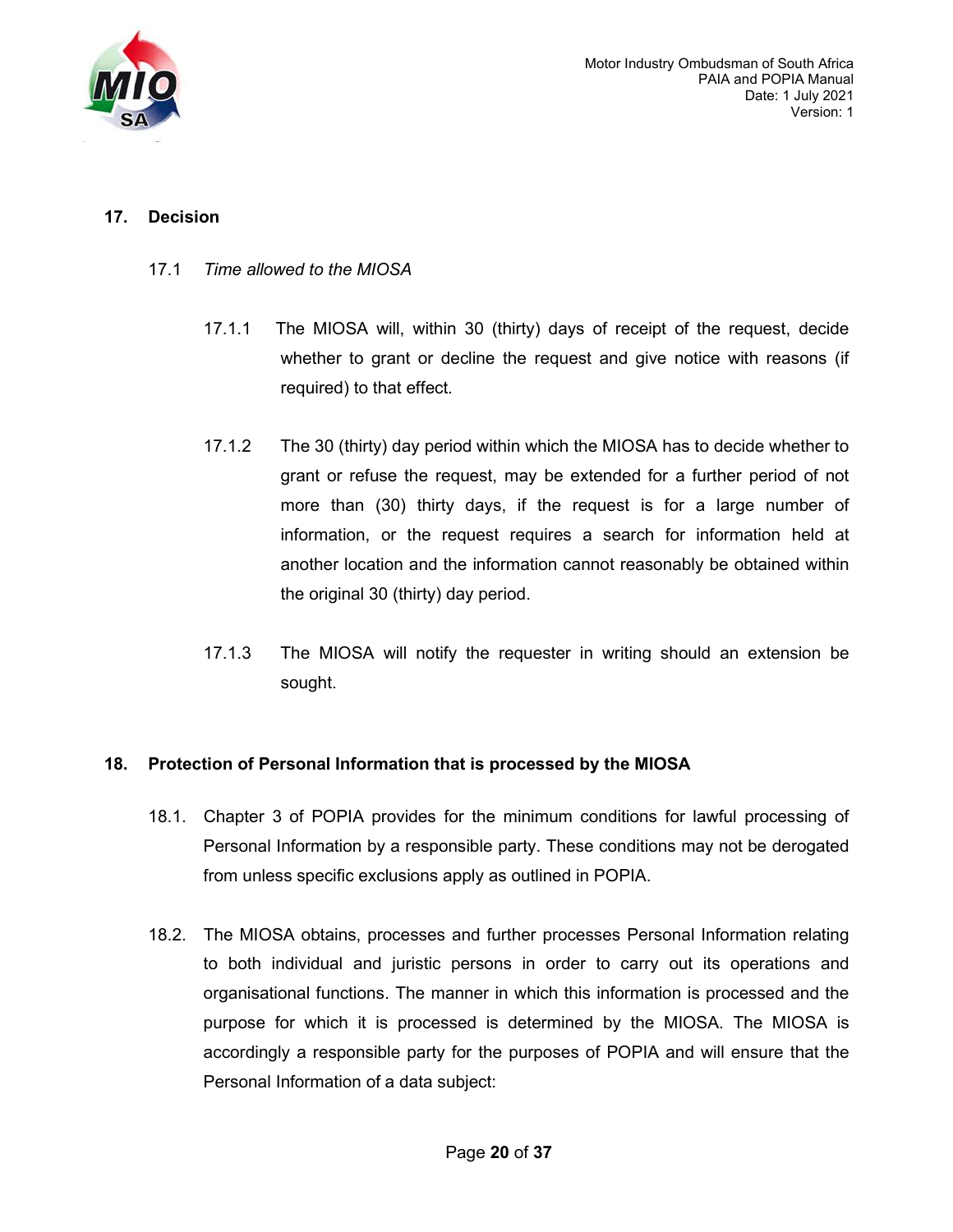## 17. Decision

### 17.1 *Time allowed to the MIOSA*

17.1.1 The MIOSA will, within 30 (thirty) days of receipt of the request, decide whether to grant or decline the request and give notice with reasons (if required) to that effect.

17.1.2 The 30 (thirty) day period within which the MIOSA has to decide whether to grant or refuse the request, may be extended for a further period of not more than (30) thirty days, if the request is for a large number of information, or the request requires a search for information held at another location and the information cannot reasonably be obtained within the original 30 (thirty) day period.

17.1.3 The MIOSA will notify the requester in writing should an extension be sought.

## 18. Protection of Personal Information that is processed by the MIOSA

18.1. Chapter 3 of POPIA provides for the minimum conditions for lawful processing of Personal Information by a responsible party. These conditions may not be derogated from unless specific exclusions apply as outlined in POPIA.

18.2. The MIOSA obtains, processes and further processes Personal Information relating to both individual and juristic persons in order to carry out its operations and organisational functions. The manner in which this information is processed and the purpose for which it is processed is determined by the MIOSA. The MIOSA is accordingly a responsible party for the purposes of POPIA and will ensure that the Personal Information of a data subject: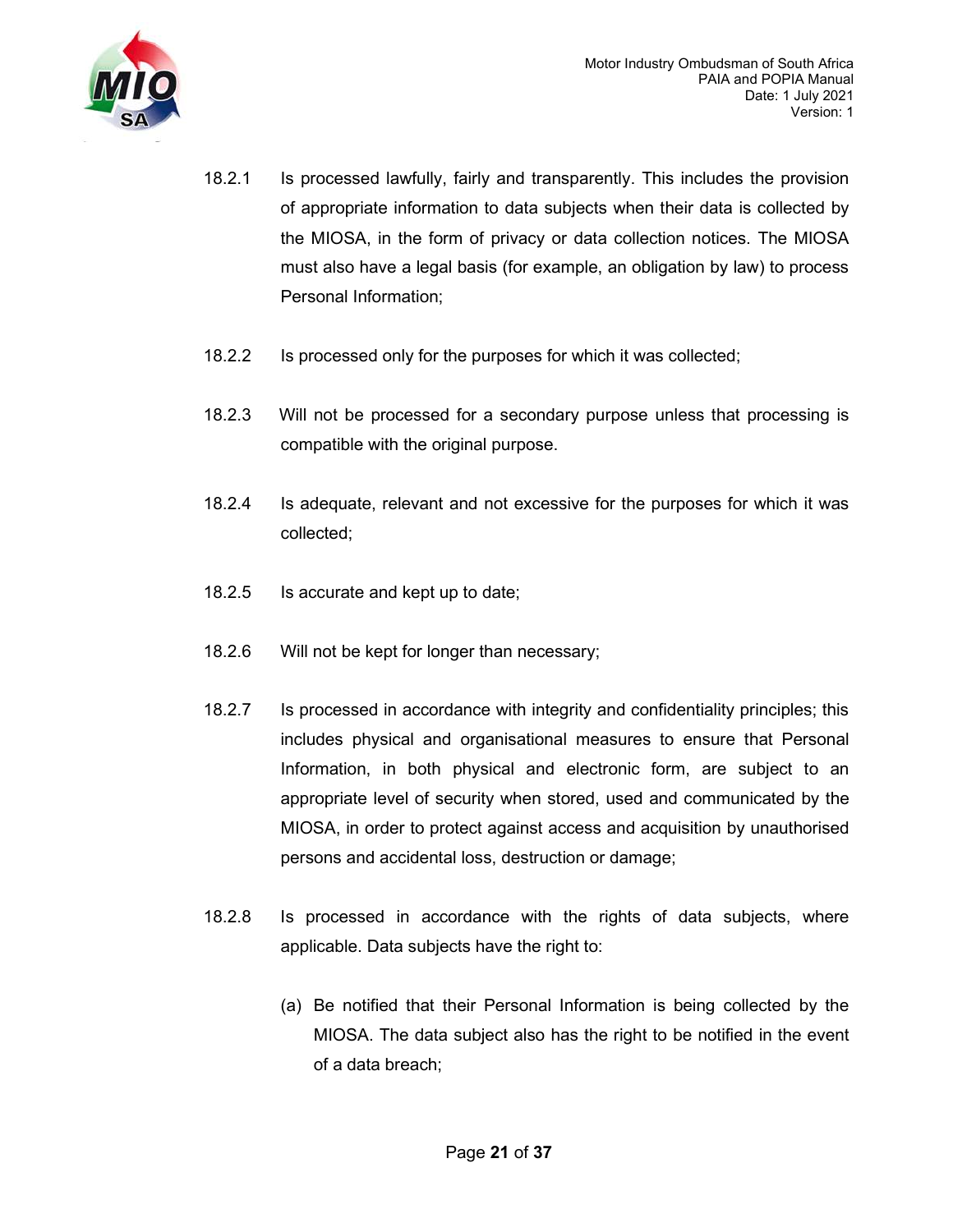18.2.1 Is processed lawfully, fairly and transparently. This includes the provision of appropriate information to data subjects when their data is collected by the MIOSA, in the form of privacy or data collection notices. The MIOSA must also have a legal basis (for example, an obligation by law) to process Personal Information;

18.2.2 Is processed only for the purposes for which it was collected;

18.2.3 Will not be processed for a secondary purpose unless that processing is compatible with the original purpose.

18.2.4 Is adequate, relevant and not excessive for the purposes for which it was collected;

18.2.5 Is accurate and kept up to date;

18.2.6 Will not be kept for longer than necessary;

18.2.7 Is processed in accordance with integrity and confidentiality principles; this includes physical and organisational measures to ensure that Personal Information, in both physical and electronic form, are subject to an appropriate level of security when stored, used and communicated by the MIOSA, in order to protect against access and acquisition by unauthorised persons and accidental loss, destruction or damage;

18.2.8 Is processed in accordance with the rights of data subjects, where applicable. Data subjects have the right to:

(a) Be notified that their Personal Information is being collected by the MIOSA. The data subject also has the right to be notified in the event of a data breach;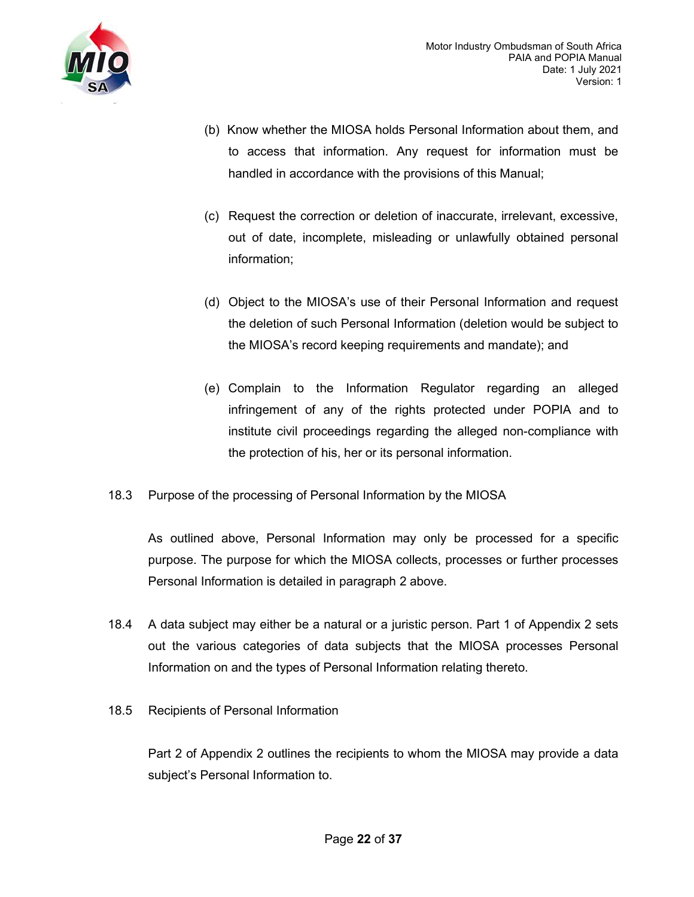(b) Know whether the MIOSA holds Personal Information about them, and to access that information. Any request for information must be handled in accordance with the provisions of this Manual;

(c) Request the correction or deletion of inaccurate, irrelevant, excessive, out of date, incomplete, misleading or unlawfully obtained personal information;

(d) Object to the MIOSA's use of their Personal Information and request the deletion of such Personal Information (deletion would be subject to the MIOSA's record keeping requirements and mandate); and

(e) Complain to the Information Regulator regarding an alleged infringement of any of the rights protected under POPIA and to institute civil proceedings regarding the alleged non-compliance with the protection of his, her or its personal information.

18.3 Purpose of the processing of Personal Information by the MIOSA

As outlined above, Personal Information may only be processed for a specific purpose. The purpose for which the MIOSA collects, processes or further processes Personal Information is detailed in paragraph 2 above.

18.4 A data subject may either be a natural or a juristic person. Part 1 of Appendix 2 sets out the various categories of data subjects that the MIOSA processes Personal Information on and the types of Personal Information relating thereto.

18.5 Recipients of Personal Information

Part 2 of Appendix 2 outlines the recipients to whom the MIOSA may provide a data subject's Personal Information to.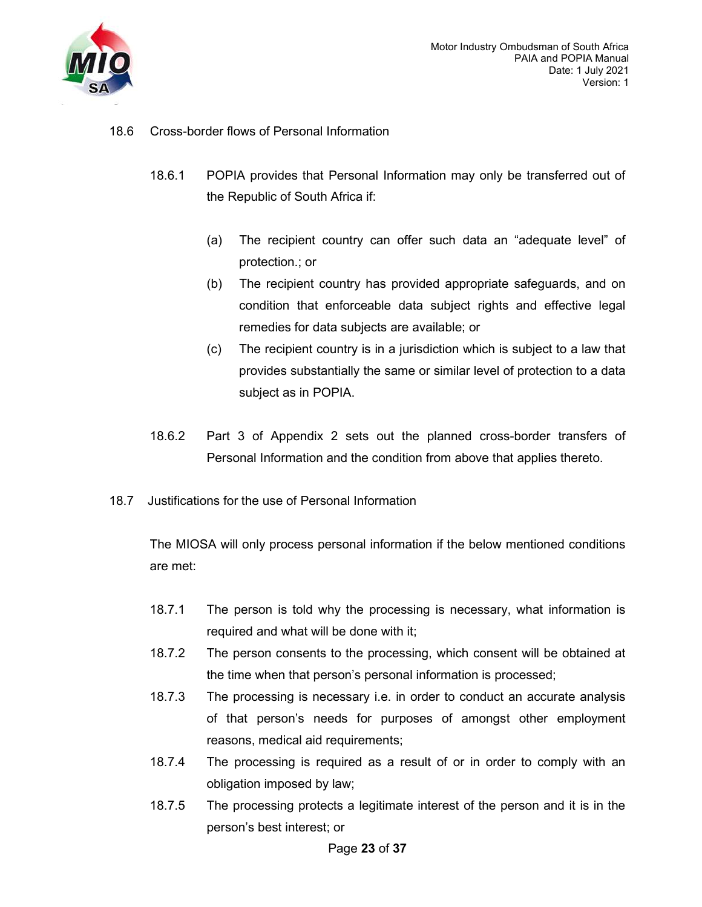18.6 Cross-border flows of Personal Information

18.6.1 POPIA provides that Personal Information may only be transferred out of the Republic of South Africa if:

(a) The recipient country can offer such data an "adequate level" of protection.; or

(b) The recipient country has provided appropriate safeguards, and on condition that enforceable data subject rights and effective legal remedies for data subjects are available; or

(c) The recipient country is in a jurisdiction which is subject to a law that provides substantially the same or similar level of protection to a data subject as in POPIA.

18.6.2 Part 3 of Appendix 2 sets out the planned cross-border transfers of Personal Information and the condition from above that applies thereto.

18.7 Justifications for the use of Personal Information

The MIOSA will only process personal information if the below mentioned conditions are met:

18.7.1 The person is told why the processing is necessary, what information is required and what will be done with it;

18.7.2 The person consents to the processing, which consent will be obtained at the time when that person's personal information is processed;

18.7.3 The processing is necessary i.e. in order to conduct an accurate analysis of that person's needs for purposes of amongst other employment reasons, medical aid requirements;

18.7.4 The processing is required as a result of or in order to comply with an obligation imposed by law;

18.7.5 The processing protects a legitimate interest of the person and it is in the person's best interest; or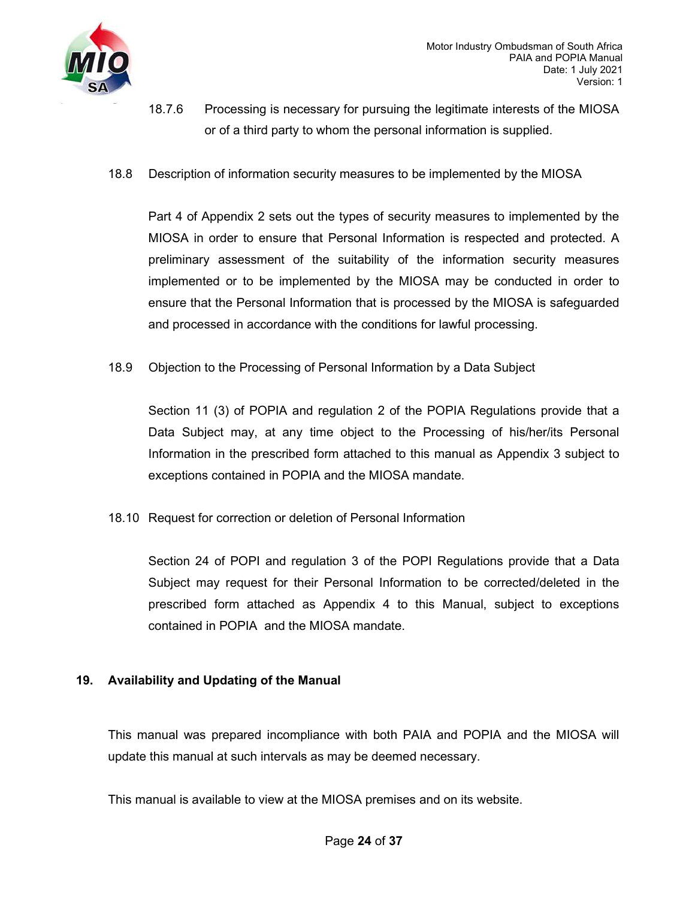18.7.6 Processing is necessary for pursuing the legitimate interests of the MIOSA or of a third party to whom the personal information is supplied.

18.8 Description of information security measures to be implemented by the MIOSA

Part 4 of Appendix 2 sets out the types of security measures to implemented by the MIOSA in order to ensure that Personal Information is respected and protected. A preliminary assessment of the suitability of the information security measures implemented or to be implemented by the MIOSA may be conducted in order to ensure that the Personal Information that is processed by the MIOSA is safeguarded and processed in accordance with the conditions for lawful processing.

18.9 Objection to the Processing of Personal Information by a Data Subject

Section 11 (3) of POPIA and regulation 2 of the POPIA Regulations provide that a Data Subject may, at any time object to the Processing of his/her/its Personal Information in the prescribed form attached to this manual as Appendix 3 subject to exceptions contained in POPIA and the MIOSA mandate.

18.10 Request for correction or deletion of Personal Information

Section 24 of POPI and regulation 3 of the POPI Regulations provide that a Data Subject may request for their Personal Information to be corrected/deleted in the prescribed form attached as Appendix 4 to this Manual, subject to exceptions contained in POPIA and the MIOSA mandate.

## 19. Availability and Updating of the Manual

This manual was prepared incompliance with both PAIA and POPIA and the MIOSA will update this manual at such intervals as may be deemed necessary.

This manual is available to view at the MIOSA premises and on its website.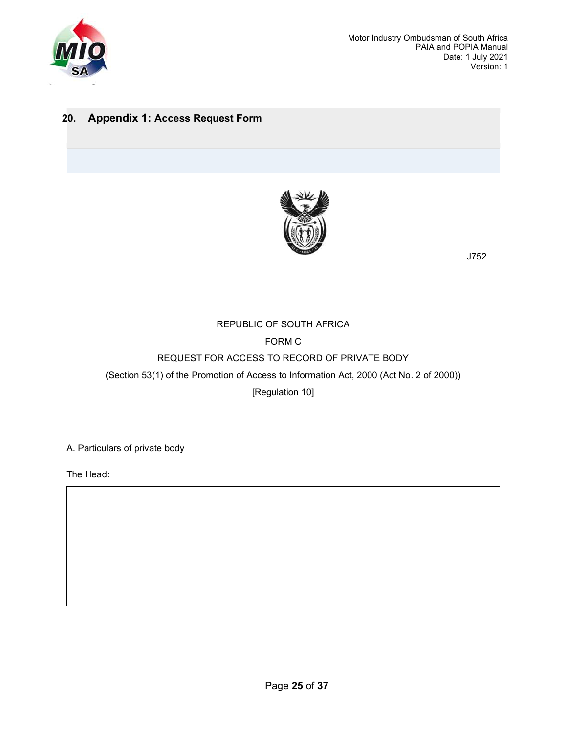## 20. Appendix 1: Access Request Form

J752

REPUBLIC OF SOUTH AFRICA

FORM C

REQUEST FOR ACCESS TO RECORD OF PRIVATE BODY

(Section 53(1) of the Promotion of Access to Information Act, 2000 (Act No. 2 of 2000))

[Regulation 10]

A. Particulars of private body

The Head:

|   |
|---|
|   |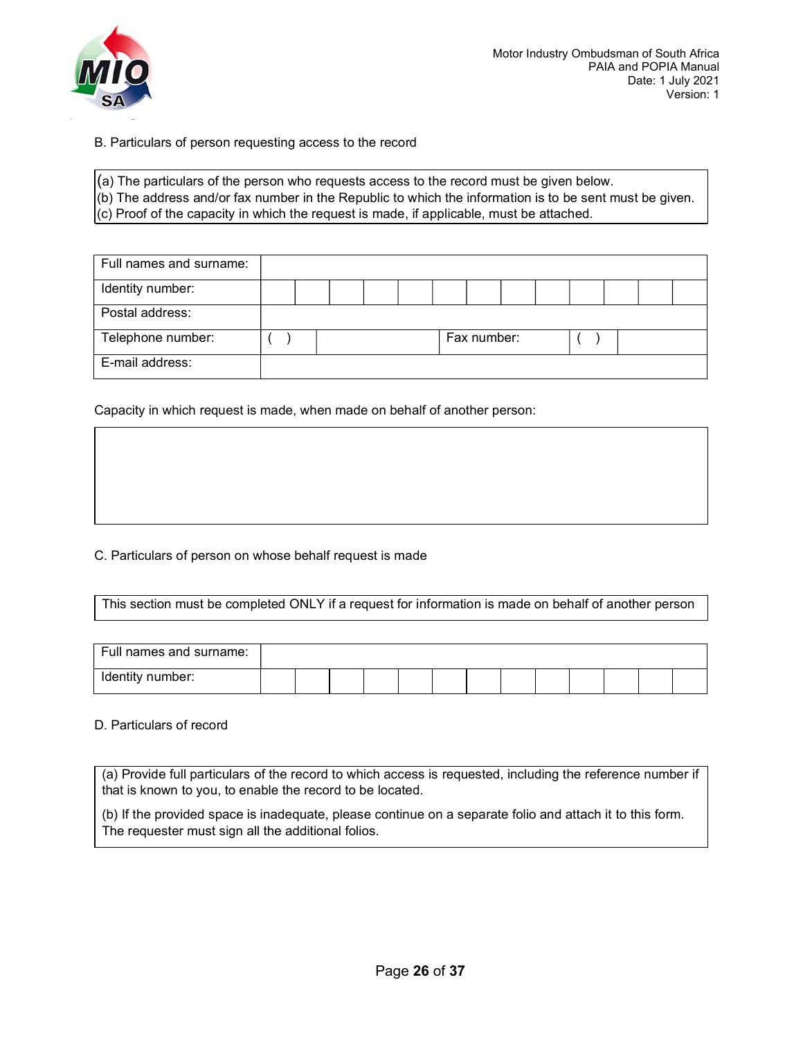B. Particulars of person requesting access to the record

| (a) The particulars of the person who requests access to the record must be given below.<br>(b) The address and/or fax number in the Republic to which the information is to be sent must be given.<br>(c) Proof of the capacity in which the request is made, if applicable, must be attached. |
|---|

| Full names and surname: | | | | | | | | | | | | | |
|---|---|---|---|---|---|---|---|---|---|---|---|---|---|
| Identity number: | | | | | | | | | | | | | |
| Postal address: | | | | | | | | | | | | | |
| Telephone number: | ( ) | | Fax number: | ( ) | | | | | | | | | |
| E-mail address: | | | | | | | | | | | | | |

Capacity in which request is made, when made on behalf of another person:

| |
|---|
| |

C. Particulars of person on whose behalf request is made

| This section must be completed ONLY if a request for information is made on behalf of another person |
|---|

| Full names and surname: | | | | | | | | | | | | | |
|---|---|---|---|---|---|---|---|---|---|---|---|---|---|
| Identity number: | | | | | | | | | | | | | |

D. Particulars of record

| (a) Provide full particulars of the record to which access is requested, including the reference number if that is known to you, to enable the record to be located.<br>(b) If the provided space is inadequate, please continue on a separate folio and attach it to this form. The requester must sign all the additional folios. |
|---|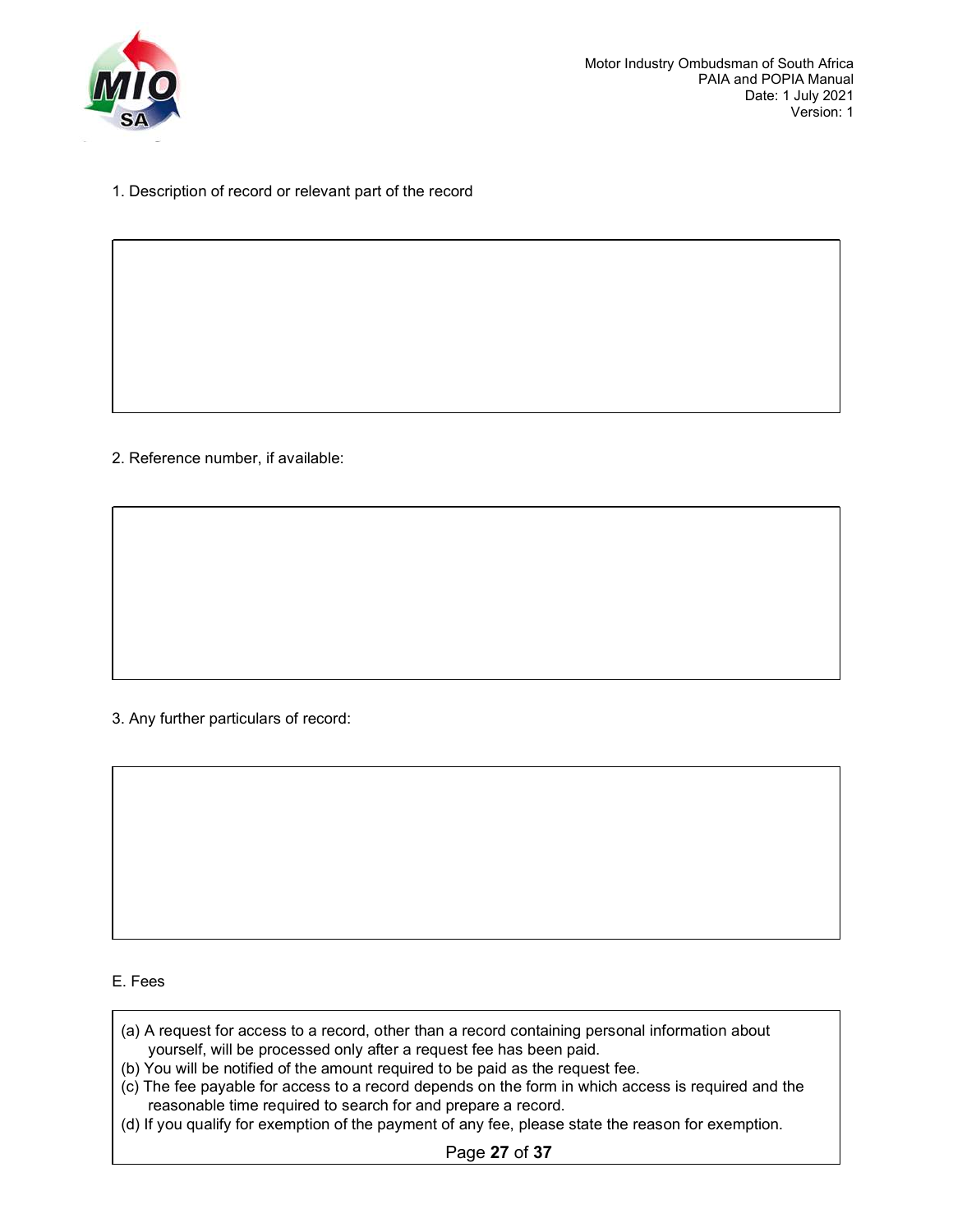1. Description of record or relevant part of the record

|   |
|---|
|   |

2. Reference number, if available:

|   |
|---|
|   |

3. Any further particulars of record:

|   |
|---|
|   |

E. Fees

(a) A request for access to a record, other than a record containing personal information about yourself, will be processed only after a request fee has been paid.
(b) You will be notified of the amount required to be paid as the request fee.
(c) The fee payable for access to a record depends on the form in which access is required and the reasonable time required to search for and prepare a record.
(d) If you qualify for exemption of the payment of any fee, please state the reason for exemption.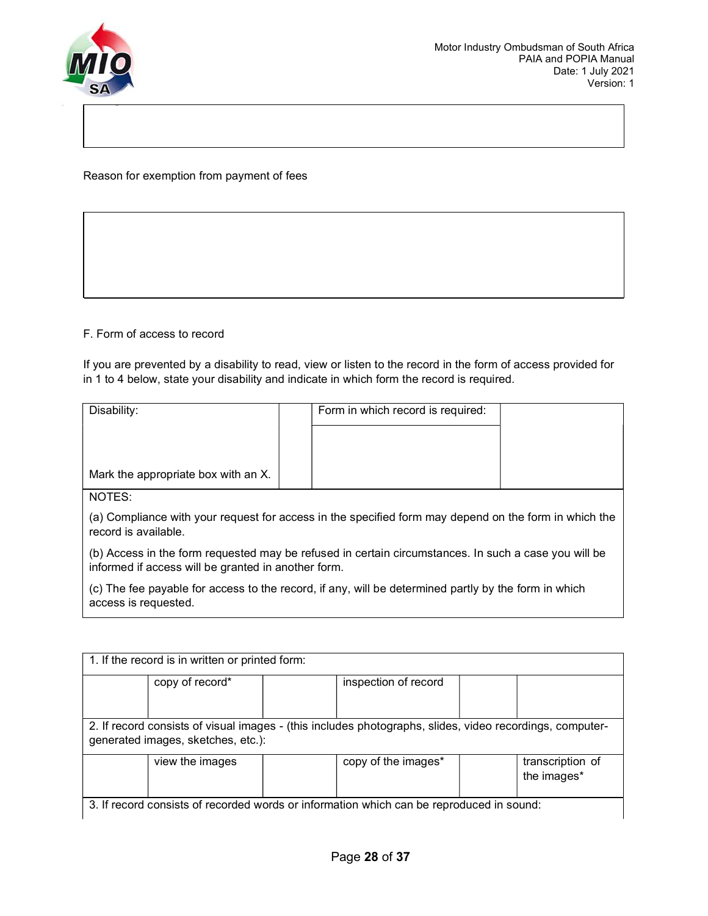| |
|---|
| |

Reason for exemption from payment of fees

| |
|---|
| |

F. Form of access to record

If you are prevented by a disability to read, view or listen to the record in the form of access provided for in 1 to 4 below, state your disability and indicate in which form the record is required.

| Disability: | | Form in which record is required: | |
|---|---|---|---|
| Mark the appropriate box with an X. | | | |
| NOTES:<br>(a) Compliance with your request for access in the specified form may depend on the form in which the record is available.<br>(b) Access in the form requested may be refused in certain circumstances. In such a case you will be informed if access will be granted in another form.<br>(c) The fee payable for access to the record, if any, will be determined partly by the form in which access is requested. | | | |

| 1. If the record is in written or printed form: | | | | | |
|---|---|---|---|---|---|
| | copy of record* | | inspection of record | | |
| 2. If record consists of visual images - (this includes photographs, slides, video recordings, computer-generated images, sketches, etc.): | | | | | |
| | view the images | | copy of the images* | | transcription of the images* |
| 3. If record consists of recorded words or information which can be reproduced in sound: | | | | | |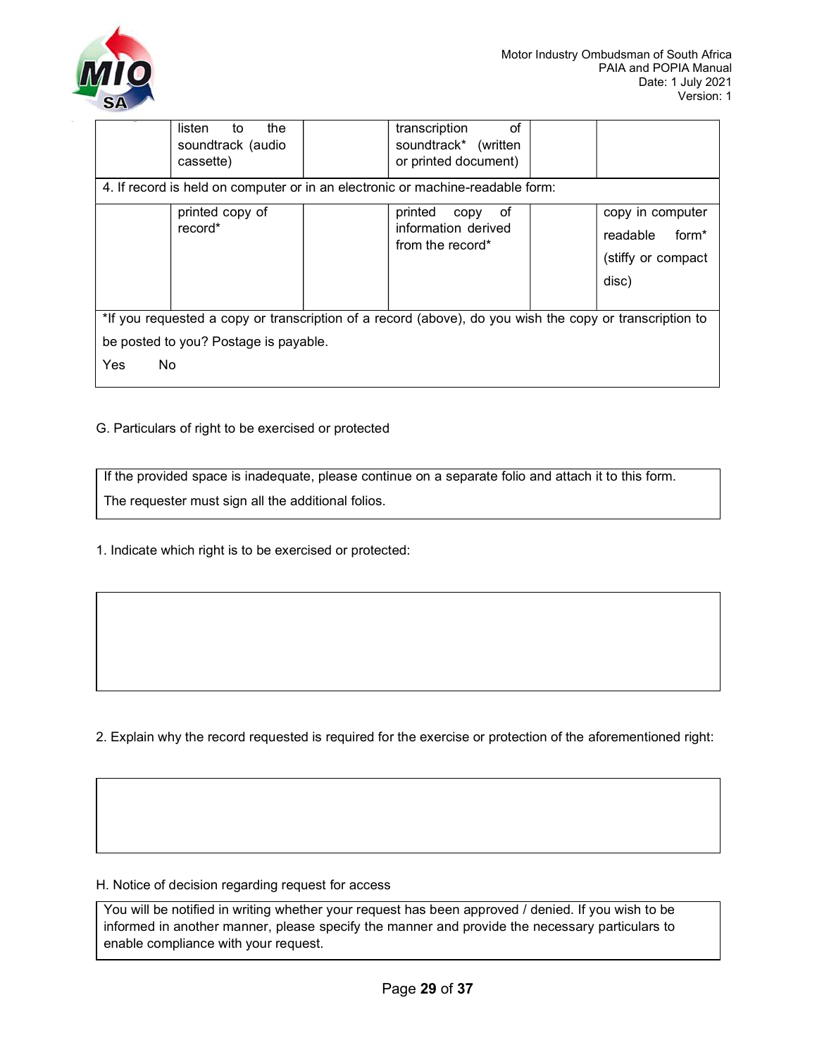| | listen to the soundtrack (audio cassette) | | transcription of soundtrack* (written or printed document) | | |
|---|---|---|---|---|---|
| 4. If record is held on computer or in an electronic or machine-readable form: | | | | | |
| | printed copy of record* | | printed copy of information derived from the record* | | copy in computer readable form* (stiffy or compact disc) |
| *If you requested a copy or transcription of a record (above), do you wish the copy or transcription to be posted to you? Postage is payable. Yes No | | | | | |

G. Particulars of right to be exercised or protected

| If the provided space is inadequate, please continue on a separate folio and attach it to this form. The requester must sign all the additional folios. |
|---|

1. Indicate which right is to be exercised or protected:

| |
|---|
| |

2. Explain why the record requested is required for the exercise or protection of the aforementioned right:

| |
|---|
| |

H. Notice of decision regarding request for access

| You will be notified in writing whether your request has been approved / denied. If you wish to be informed in another manner, please specify the manner and provide the necessary particulars to enable compliance with your request. |
|---|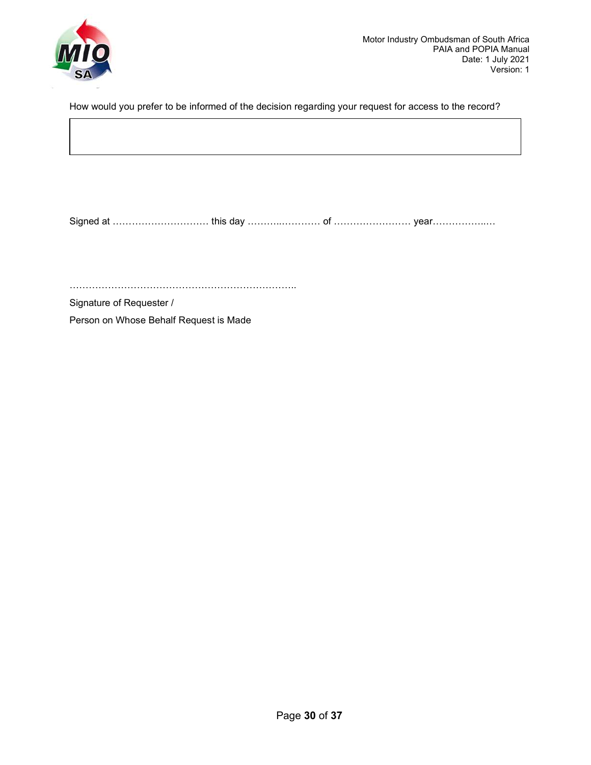How would you prefer to be informed of the decision regarding your request for access to the record?

|  |
|---|
|  |

Signed at ………………………… this day ………..………… of …………………… year……………..…

………………………………………………………………

Signature of Requester /

Person on Whose Behalf Request is Made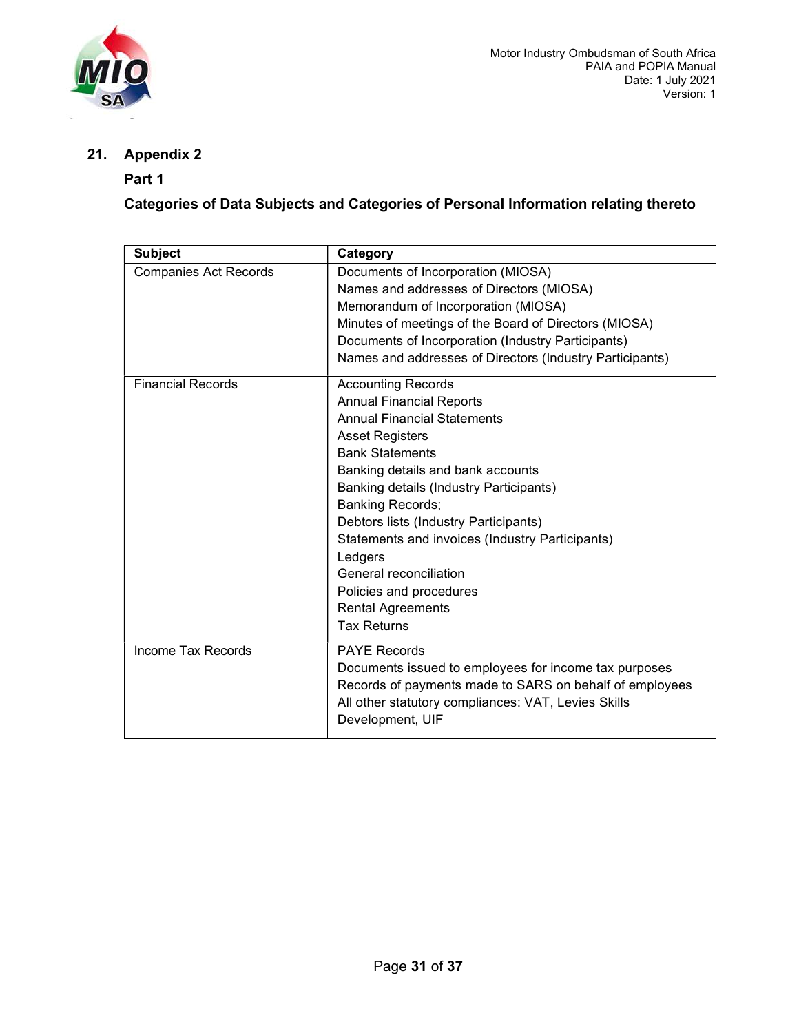## 21. Appendix 2

### Part 1

### Categories of Data Subjects and Categories of Personal Information relating thereto

| Subject | Category |
|---|---|
| Companies Act Records | Documents of Incorporation (MIOSA)<br>Names and addresses of Directors (MIOSA)<br>Memorandum of Incorporation (MIOSA)<br>Minutes of meetings of the Board of Directors (MIOSA)<br>Documents of Incorporation (Industry Participants)<br>Names and addresses of Directors (Industry Participants) |
| Financial Records | Accounting Records<br>Annual Financial Reports<br>Annual Financial Statements<br>Asset Registers<br>Bank Statements<br>Banking details and bank accounts<br>Banking details (Industry Participants)<br>Banking Records;<br>Debtors lists (Industry Participants)<br>Statements and invoices (Industry Participants)<br>Ledgers<br>General reconciliation<br>Policies and procedures<br>Rental Agreements<br>Tax Returns |
| Income Tax Records | PAYE Records<br>Documents issued to employees for income tax purposes<br>Records of payments made to SARS on behalf of employees<br>All other statutory compliances: VAT, Levies Skills Development, UIF |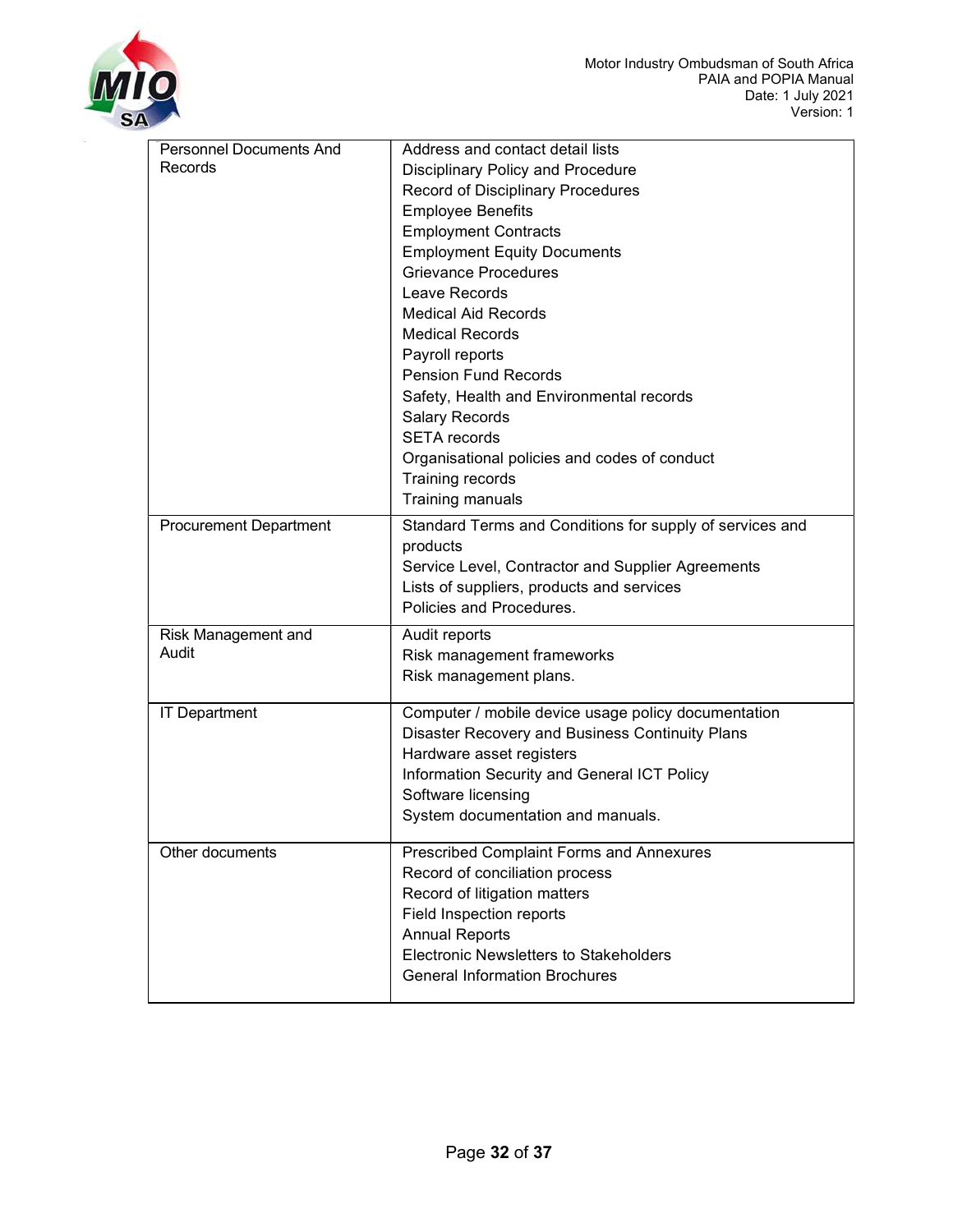| | |
|---|---|
| Personnel Documents And Records | Address and contact detail lists<br>Disciplinary Policy and Procedure<br>Record of Disciplinary Procedures<br>Employee Benefits<br>Employment Contracts<br>Employment Equity Documents<br>Grievance Procedures<br>Leave Records<br>Medical Aid Records<br>Medical Records<br>Payroll reports<br>Pension Fund Records<br>Safety, Health and Environmental records<br>Salary Records<br>SETA records<br>Organisational policies and codes of conduct<br>Training records<br>Training manuals |
| Procurement Department | Standard Terms and Conditions for supply of services and products<br>Service Level, Contractor and Supplier Agreements<br>Lists of suppliers, products and services<br>Policies and Procedures. |
| Risk Management and Audit | Audit reports<br>Risk management frameworks<br>Risk management plans. |
| IT Department | Computer / mobile device usage policy documentation<br>Disaster Recovery and Business Continuity Plans<br>Hardware asset registers<br>Information Security and General ICT Policy<br>Software licensing<br>System documentation and manuals. |
| Other documents | Prescribed Complaint Forms and Annexures<br>Record of conciliation process<br>Record of litigation matters<br>Field Inspection reports<br>Annual Reports<br>Electronic Newsletters to Stakeholders<br>General Information Brochures |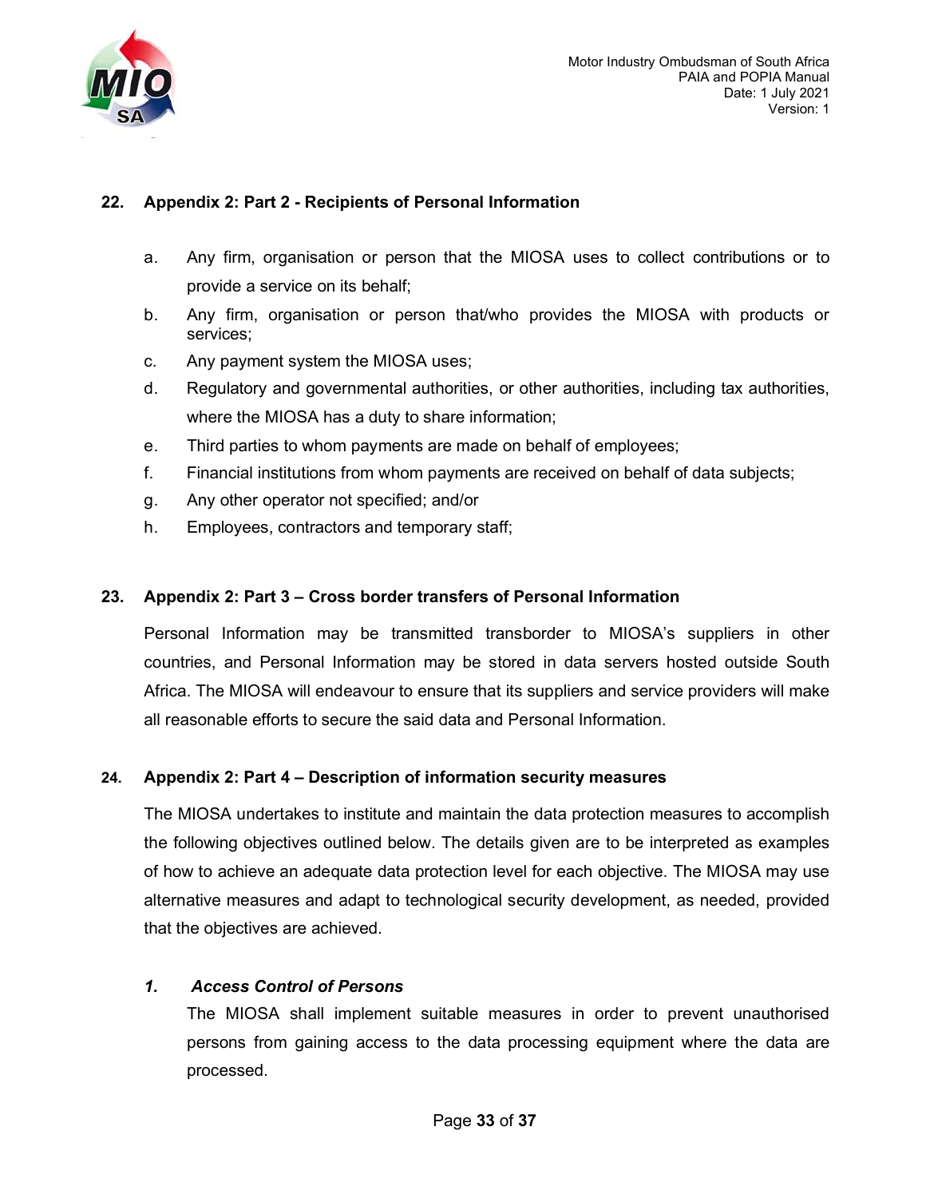## 22. Appendix 2: Part 2 - Recipients of Personal Information

a. Any firm, organisation or person that the MIOSA uses to collect contributions or to provide a service on its behalf;

b. Any firm, organisation or person that/who provides the MIOSA with products or services;

c. Any payment system the MIOSA uses;

d. Regulatory and governmental authorities, or other authorities, including tax authorities, where the MIOSA has a duty to share information;

e. Third parties to whom payments are made on behalf of employees;

f. Financial institutions from whom payments are received on behalf of data subjects;

g. Any other operator not specified; and/or

h. Employees, contractors and temporary staff;

## 23. Appendix 2: Part 3 – Cross border transfers of Personal Information

Personal Information may be transmitted transborder to MIOSA's suppliers in other countries, and Personal Information may be stored in data servers hosted outside South Africa. The MIOSA will endeavour to ensure that its suppliers and service providers will make all reasonable efforts to secure the said data and Personal Information.

## 24. Appendix 2: Part 4 – Description of information security measures

The MIOSA undertakes to institute and maintain the data protection measures to accomplish the following objectives outlined below. The details given are to be interpreted as examples of how to achieve an adequate data protection level for each objective. The MIOSA may use alternative measures and adapt to technological security development, as needed, provided that the objectives are achieved.

### *1. Access Control of Persons*

The MIOSA shall implement suitable measures in order to prevent unauthorised persons from gaining access to the data processing equipment where the data are processed.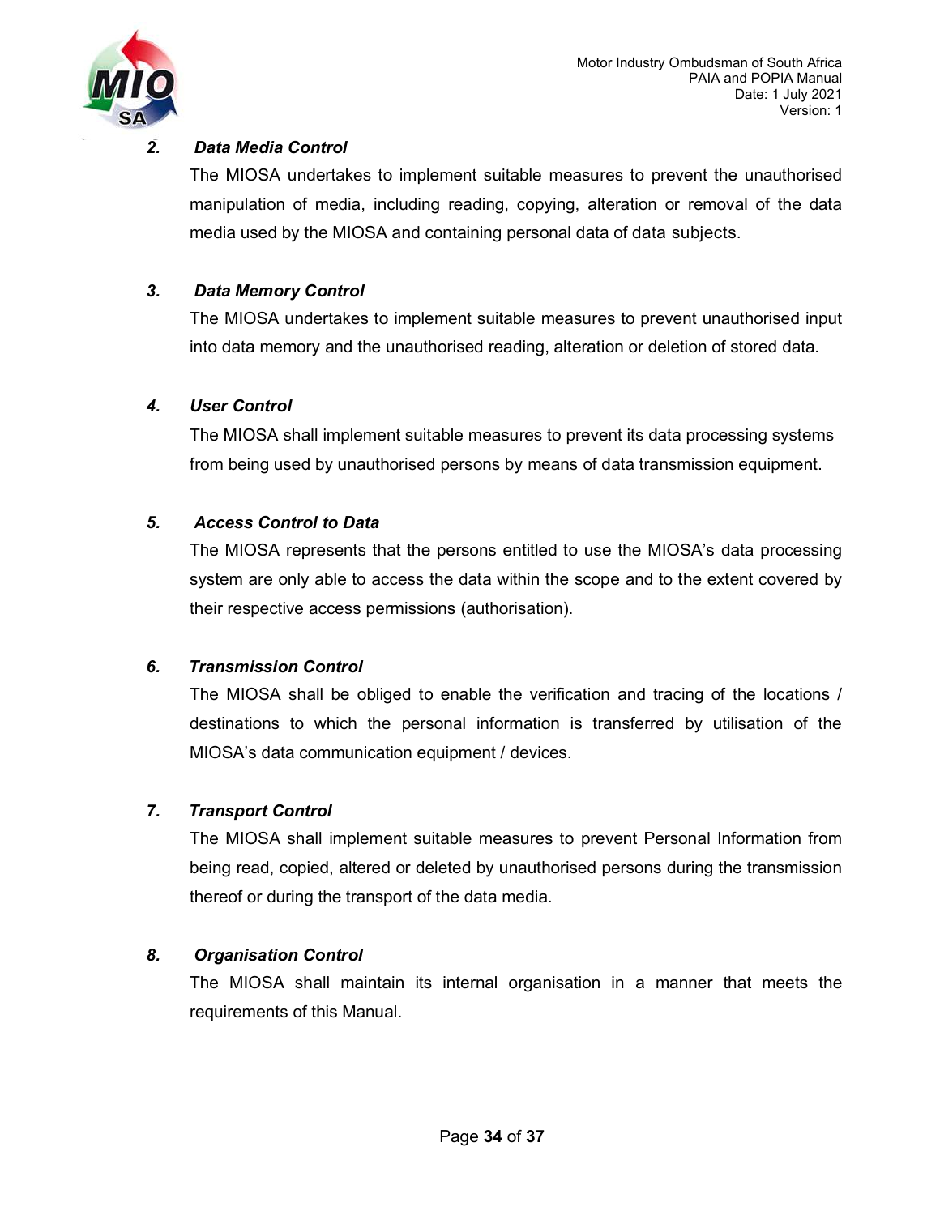**2. *Data Media Control***

The MIOSA undertakes to implement suitable measures to prevent the unauthorised manipulation of media, including reading, copying, alteration or removal of the data media used by the MIOSA and containing personal data of data subjects.

**3. *Data Memory Control***

The MIOSA undertakes to implement suitable measures to prevent unauthorised input into data memory and the unauthorised reading, alteration or deletion of stored data.

**4. *User Control***

The MIOSA shall implement suitable measures to prevent its data processing systems from being used by unauthorised persons by means of data transmission equipment.

**5. *Access Control to Data***

The MIOSA represents that the persons entitled to use the MIOSA's data processing system are only able to access the data within the scope and to the extent covered by their respective access permissions (authorisation).

**6. *Transmission Control***

The MIOSA shall be obliged to enable the verification and tracing of the locations / destinations to which the personal information is transferred by utilisation of the MIOSA's data communication equipment / devices.

**7. *Transport Control***

The MIOSA shall implement suitable measures to prevent Personal Information from being read, copied, altered or deleted by unauthorised persons during the transmission thereof or during the transport of the data media.

**8. *Organisation Control***

The MIOSA shall maintain its internal organisation in a manner that meets the requirements of this Manual.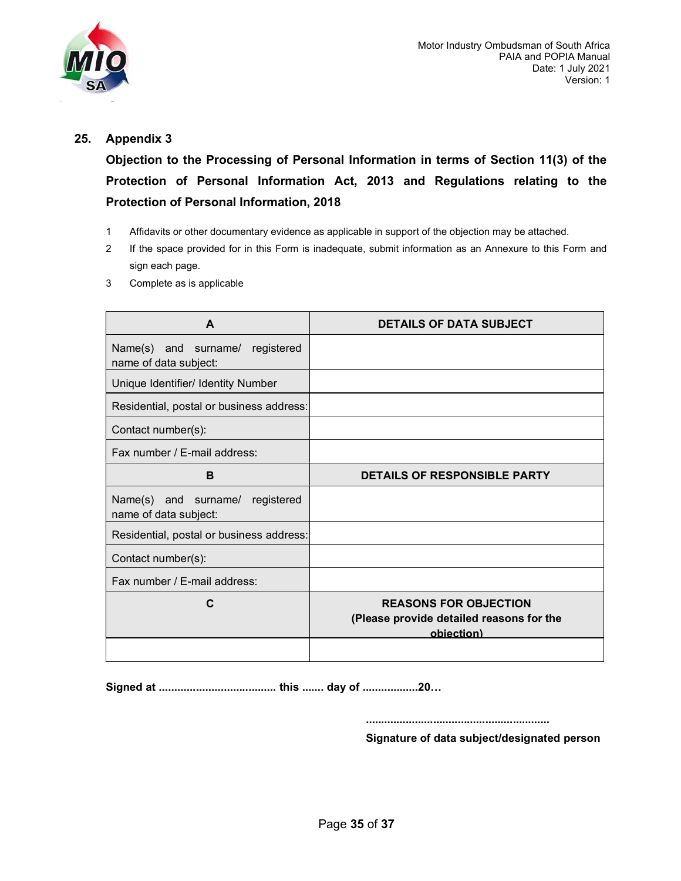## 25. Appendix 3

**Objection to the Processing of Personal Information in terms of Section 11(3) of the Protection of Personal Information Act, 2013 and Regulations relating to the Protection of Personal Information, 2018**

1. Affidavits or other documentary evidence as applicable in support of the objection may be attached.
2. If the space provided for in this Form is inadequate, submit information as an Annexure to this Form and sign each page.
3. Complete as is applicable

| **A** | **DETAILS OF DATA SUBJECT** |
|---|---|
| Name(s) and surname/ registered name of data subject: | |
| Unique Identifier/ Identity Number | |
| Residential, postal or business address: | |
| Contact number(s): | |
| Fax number / E-mail address: | |
| **B** | **DETAILS OF RESPONSIBLE PARTY** |
| Name(s) and surname/ registered name of data subject: | |
| Residential, postal or business address: | |
| Contact number(s): | |
| Fax number / E-mail address: | |
| **C** | **REASONS FOR OBJECTION (Please provide detailed reasons for the objection)** |
| | |

**Signed at ...................................... this ....... day of ..................20…**

**............................................................**

**Signature of data subject/designated person**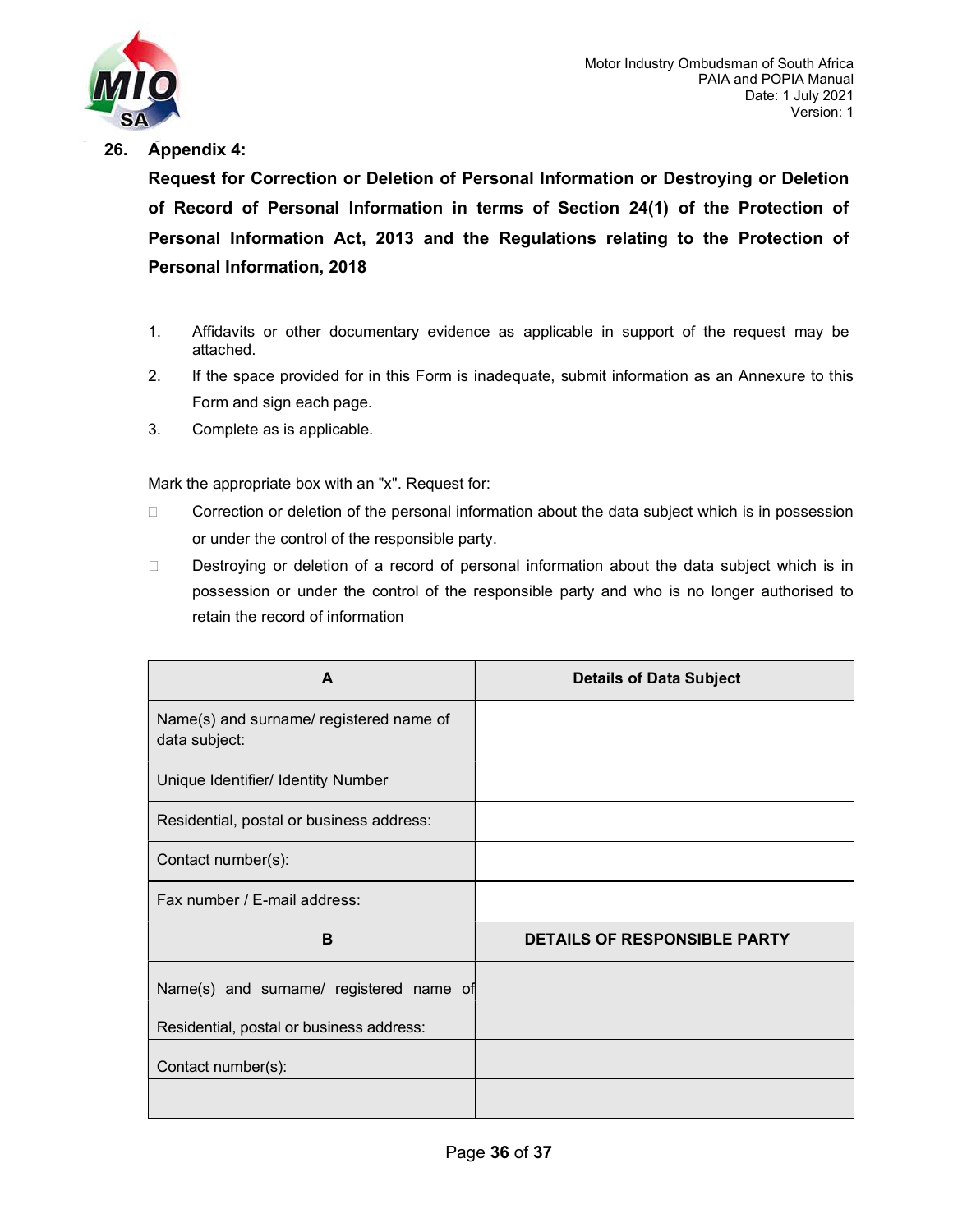## 26. Appendix 4:

**Request for Correction or Deletion of Personal Information or Destroying or Deletion of Record of Personal Information in terms of Section 24(1) of the Protection of Personal Information Act, 2013 and the Regulations relating to the Protection of Personal Information, 2018**

1. Affidavits or other documentary evidence as applicable in support of the request may be attached.
2. If the space provided for in this Form is inadequate, submit information as an Annexure to this Form and sign each page.
3. Complete as is applicable.

Mark the appropriate box with an "x". Request for:

- ☐ Correction or deletion of the personal information about the data subject which is in possession or under the control of the responsible party.
- ☐ Destroying or deletion of a record of personal information about the data subject which is in possession or under the control of the responsible party and who is no longer authorised to retain the record of information

| A | Details of Data Subject |
|---|---|
| Name(s) and surname/ registered name of data subject: | |
| Unique Identifier/ Identity Number | |
| Residential, postal or business address: | |
| Contact number(s): | |
| Fax number / E-mail address: | |
| **B** | **DETAILS OF RESPONSIBLE PARTY** |
| Name(s) and surname/ registered name of | |
| Residential, postal or business address: | |
| Contact number(s): | |
| | |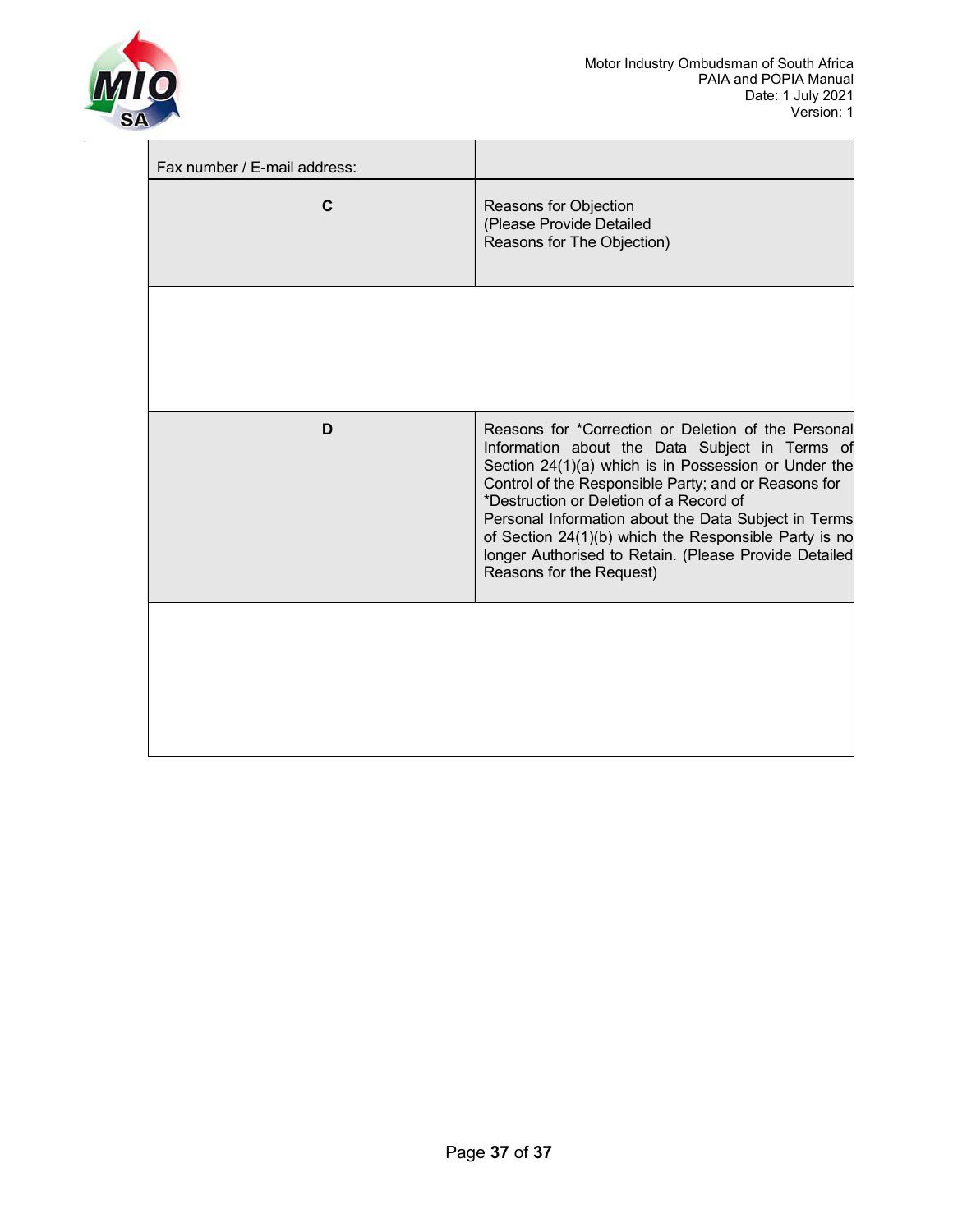| | |
|---|---|
| Fax number / E-mail address: | |
| C | Reasons for Objection (Please Provide Detailed Reasons for The Objection) |
| | |
| D | Reasons for *Correction or Deletion of the Personal Information about the Data Subject in Terms of Section 24(1)(a) which is in Possession or Under the Control of the Responsible Party; and or Reasons for *Destruction or Deletion of a Record of Personal Information about the Data Subject in Terms of Section 24(1)(b) which the Responsible Party is no longer Authorised to Retain. (Please Provide Detailed Reasons for the Request) |
| | |